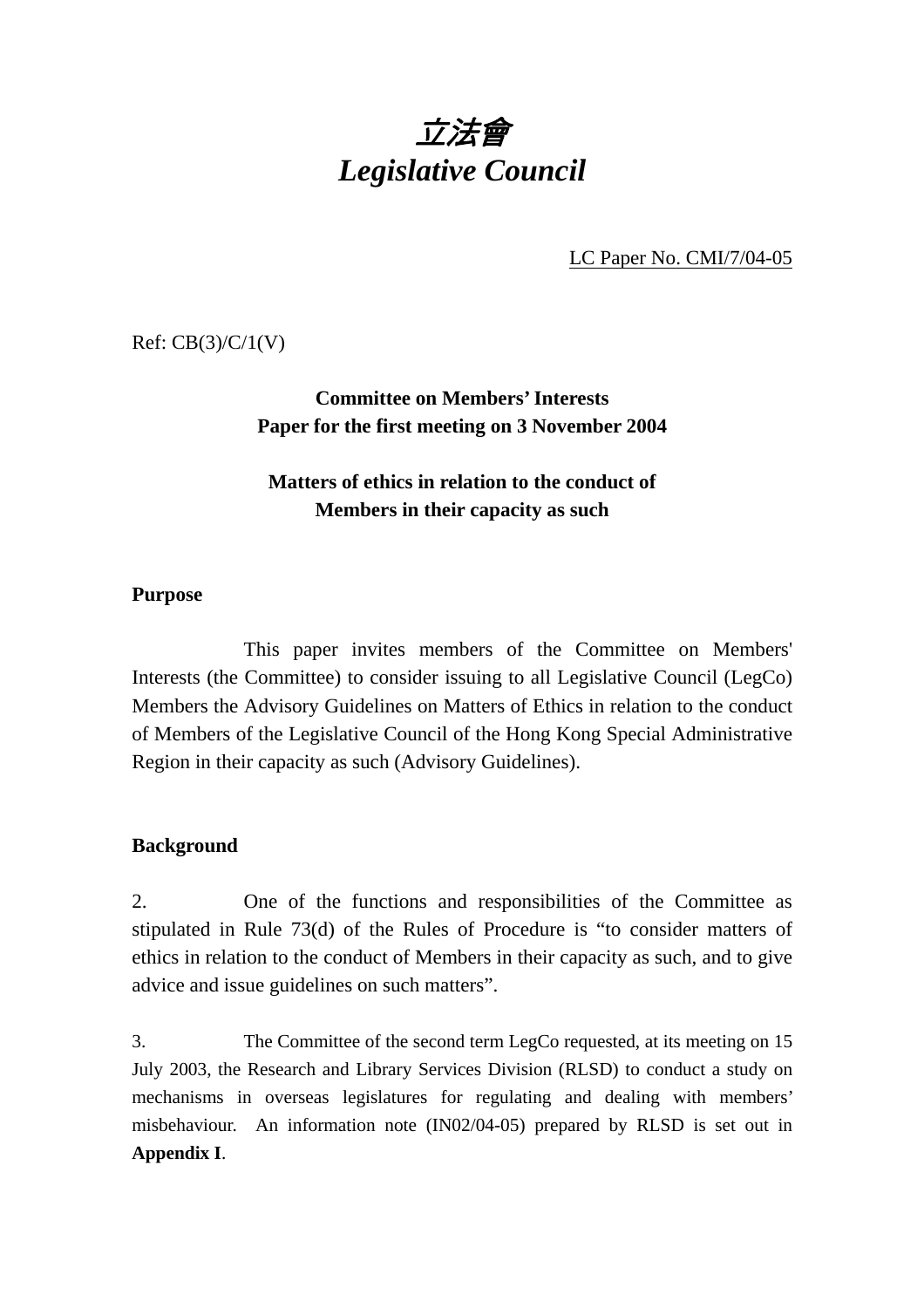# *立法會*
# *Legislative Council*

LC Paper No. CMI/7/04-05

Ref: CB(3)/C/1(V)

**Committee on Members' Interests**
**Paper for the first meeting on 3 November 2004**

**Matters of ethics in relation to the conduct of Members in their capacity as such**

**Purpose**

This paper invites members of the Committee on Members' Interests (the Committee) to consider issuing to all Legislative Council (LegCo) Members the Advisory Guidelines on Matters of Ethics in relation to the conduct of Members of the Legislative Council of the Hong Kong Special Administrative Region in their capacity as such (Advisory Guidelines).

**Background**

2. One of the functions and responsibilities of the Committee as stipulated in Rule 73(d) of the Rules of Procedure is "to consider matters of ethics in relation to the conduct of Members in their capacity as such, and to give advice and issue guidelines on such matters".

3. The Committee of the second term LegCo requested, at its meeting on 15 July 2003, the Research and Library Services Division (RLSD) to conduct a study on mechanisms in overseas legislatures for regulating and dealing with members' misbehaviour. An information note (IN02/04-05) prepared by RLSD is set out in **Appendix I**.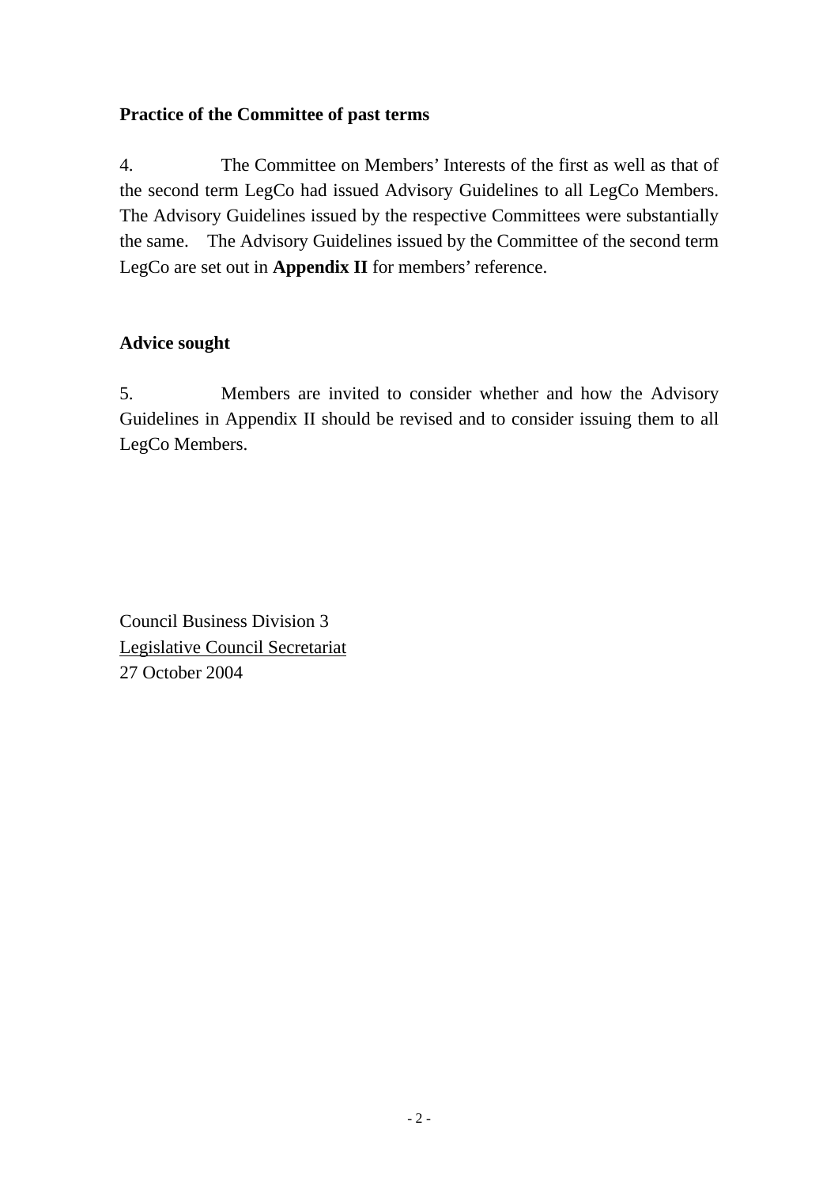**Practice of the Committee of past terms**

4. The Committee on Members' Interests of the first as well as that of the second term LegCo had issued Advisory Guidelines to all LegCo Members. The Advisory Guidelines issued by the respective Committees were substantially the same. The Advisory Guidelines issued by the Committee of the second term LegCo are set out in **Appendix II** for members' reference.

**Advice sought**

5. Members are invited to consider whether and how the Advisory Guidelines in Appendix II should be revised and to consider issuing them to all LegCo Members.

Council Business Division 3
Legislative Council Secretariat
27 October 2004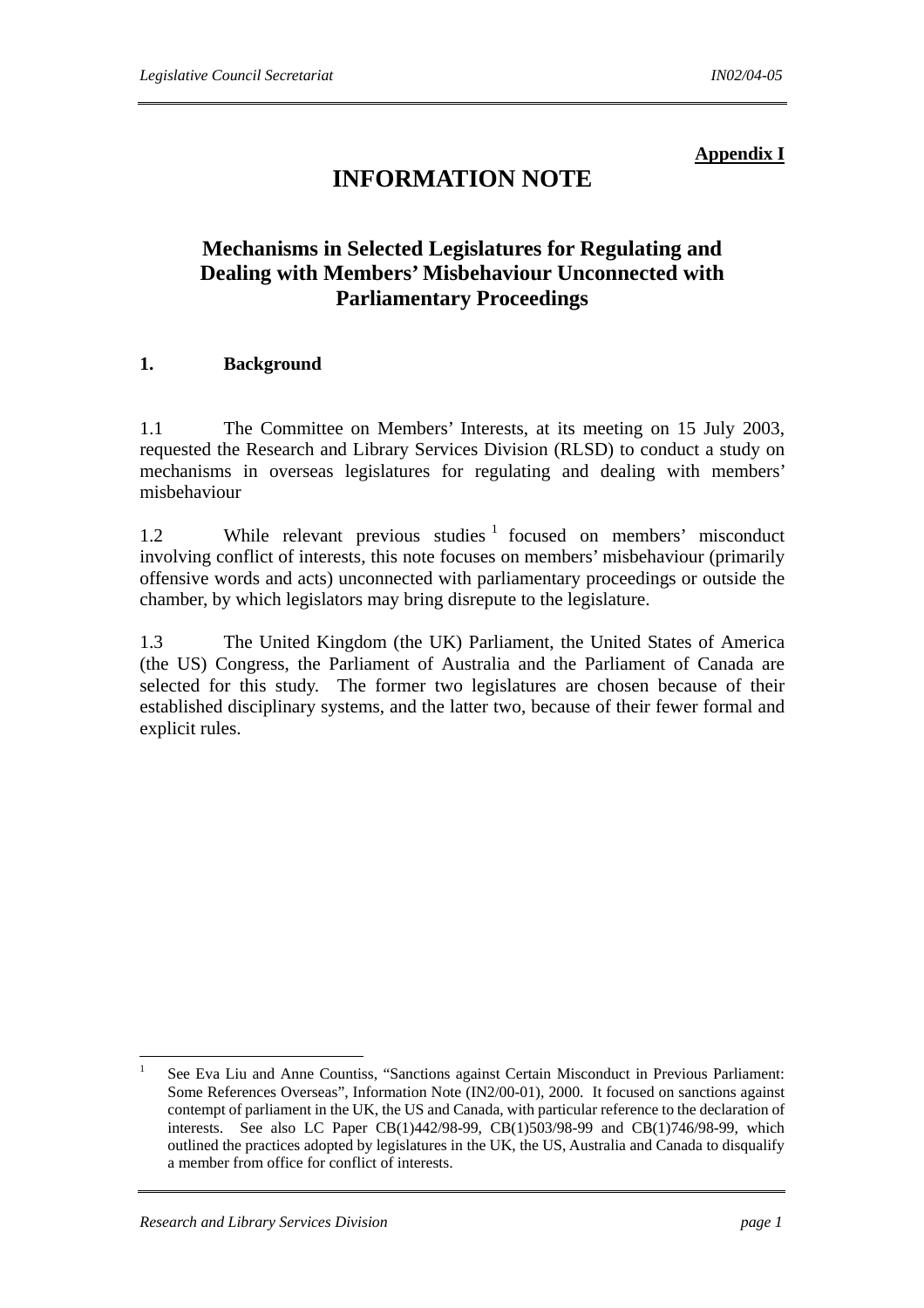**Appendix I**

# INFORMATION NOTE

## Mechanisms in Selected Legislatures for Regulating and Dealing with Members' Misbehaviour Unconnected with Parliamentary Proceedings

### 1. Background

1.1 The Committee on Members' Interests, at its meeting on 15 July 2003, requested the Research and Library Services Division (RLSD) to conduct a study on mechanisms in overseas legislatures for regulating and dealing with members' misbehaviour

1.2 While relevant previous studies [1] focused on members' misconduct involving conflict of interests, this note focuses on members' misbehaviour (primarily offensive words and acts) unconnected with parliamentary proceedings or outside the chamber, by which legislators may bring disrepute to the legislature.

1.3 The United Kingdom (the UK) Parliament, the United States of America (the US) Congress, the Parliament of Australia and the Parliament of Canada are selected for this study. The former two legislatures are chosen because of their established disciplinary systems, and the latter two, because of their fewer formal and explicit rules.

---

[1] See Eva Liu and Anne Countiss, "Sanctions against Certain Misconduct in Previous Parliament: Some References Overseas", Information Note (IN2/00-01), 2000. It focused on sanctions against contempt of parliament in the UK, the US and Canada, with particular reference to the declaration of interests. See also LC Paper CB(1)442/98-99, CB(1)503/98-99 and CB(1)746/98-99, which outlined the practices adopted by legislatures in the UK, the US, Australia and Canada to disqualify a member from office for conflict of interests.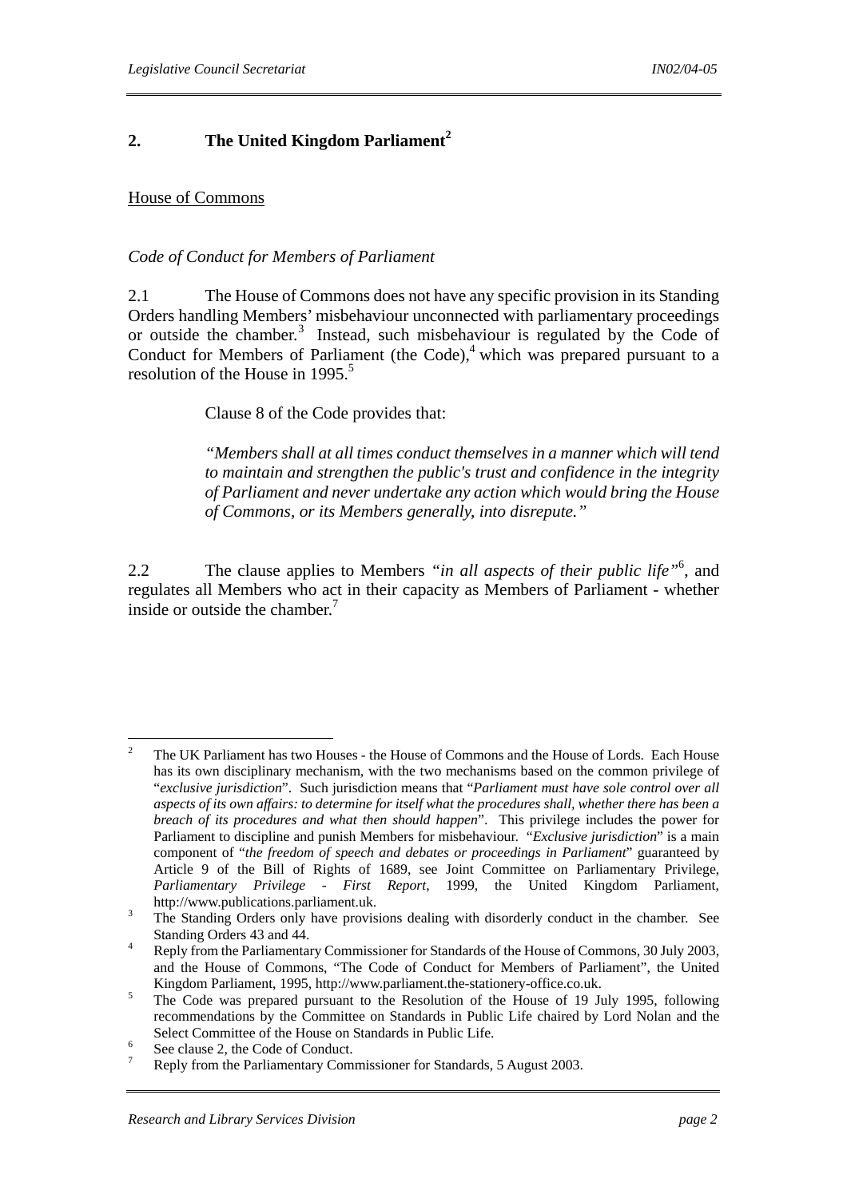## 2. The United Kingdom Parliament[2]

House of Commons

*Code of Conduct for Members of Parliament*

2.1 The House of Commons does not have any specific provision in its Standing Orders handling Members' misbehaviour unconnected with parliamentary proceedings or outside the chamber.[3] Instead, such misbehaviour is regulated by the Code of Conduct for Members of Parliament (the Code),[4] which was prepared pursuant to a resolution of the House in 1995.[5]

Clause 8 of the Code provides that:

> *"Members shall at all times conduct themselves in a manner which will tend to maintain and strengthen the public's trust and confidence in the integrity of Parliament and never undertake any action which would bring the House of Commons, or its Members generally, into disrepute."*

2.2 The clause applies to Members *"in all aspects of their public life"*[6], and regulates all Members who act in their capacity as Members of Parliament - whether inside or outside the chamber.[7]

---

[2] The UK Parliament has two Houses - the House of Commons and the House of Lords. Each House has its own disciplinary mechanism, with the two mechanisms based on the common privilege of "*exclusive jurisdiction*". Such jurisdiction means that "*Parliament must have sole control over all aspects of its own affairs: to determine for itself what the procedures shall, whether there has been a breach of its procedures and what then should happen*". This privilege includes the power for Parliament to discipline and punish Members for misbehaviour. "*Exclusive jurisdiction*" is a main component of "*the freedom of speech and debates or proceedings in Parliament*" guaranteed by Article 9 of the Bill of Rights of 1689, see Joint Committee on Parliamentary Privilege, *Parliamentary Privilege - First Report*, 1999, the United Kingdom Parliament, http://www.publications.parliament.uk.

[3] The Standing Orders only have provisions dealing with disorderly conduct in the chamber. See Standing Orders 43 and 44.

[4] Reply from the Parliamentary Commissioner for Standards of the House of Commons, 30 July 2003, and the House of Commons, "The Code of Conduct for Members of Parliament", the United Kingdom Parliament, 1995, http://www.parliament.the-stationery-office.co.uk.

[5] The Code was prepared pursuant to the Resolution of the House of 19 July 1995, following recommendations by the Committee on Standards in Public Life chaired by Lord Nolan and the Select Committee of the House on Standards in Public Life.

[6] See clause 2, the Code of Conduct.

[7] Reply from the Parliamentary Commissioner for Standards, 5 August 2003.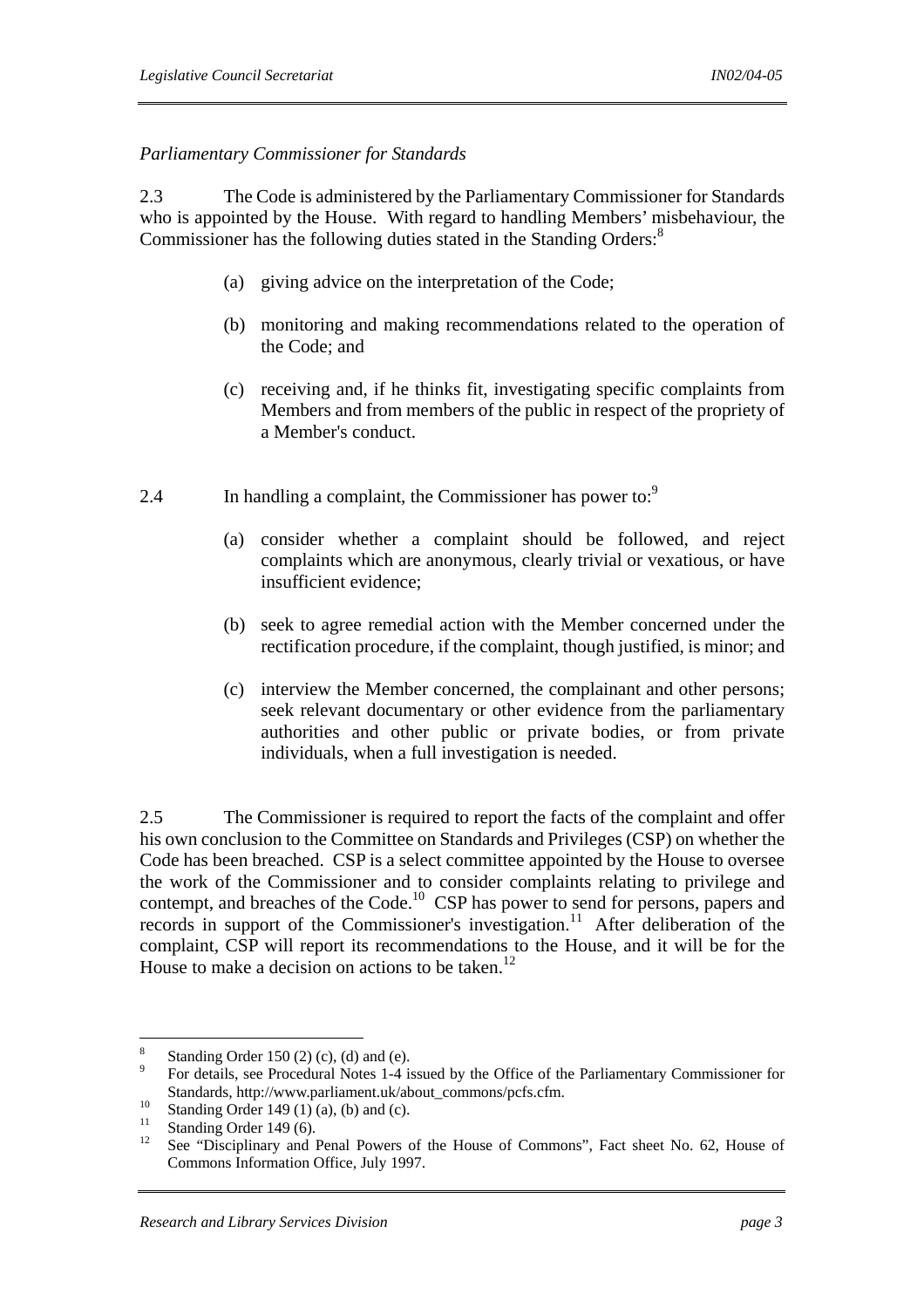*Parliamentary Commissioner for Standards*

2.3 The Code is administered by the Parliamentary Commissioner for Standards who is appointed by the House. With regard to handling Members' misbehaviour, the Commissioner has the following duties stated in the Standing Orders:[8]

(a) giving advice on the interpretation of the Code;

(b) monitoring and making recommendations related to the operation of the Code; and

(c) receiving and, if he thinks fit, investigating specific complaints from Members and from members of the public in respect of the propriety of a Member's conduct.

2.4 In handling a complaint, the Commissioner has power to:[9]

(a) consider whether a complaint should be followed, and reject complaints which are anonymous, clearly trivial or vexatious, or have insufficient evidence;

(b) seek to agree remedial action with the Member concerned under the rectification procedure, if the complaint, though justified, is minor; and

(c) interview the Member concerned, the complainant and other persons; seek relevant documentary or other evidence from the parliamentary authorities and other public or private bodies, or from private individuals, when a full investigation is needed.

2.5 The Commissioner is required to report the facts of the complaint and offer his own conclusion to the Committee on Standards and Privileges (CSP) on whether the Code has been breached. CSP is a select committee appointed by the House to oversee the work of the Commissioner and to consider complaints relating to privilege and contempt, and breaches of the Code.[10] CSP has power to send for persons, papers and records in support of the Commissioner's investigation.[11] After deliberation of the complaint, CSP will report its recommendations to the House, and it will be for the House to make a decision on actions to be taken.[12]

---

[8] Standing Order 150 (2) (c), (d) and (e).

[9] For details, see Procedural Notes 1-4 issued by the Office of the Parliamentary Commissioner for Standards, http://www.parliament.uk/about_commons/pcfs.cfm.

[10] Standing Order 149 (1) (a), (b) and (c).

[11] Standing Order 149 (6).

[12] See "Disciplinary and Penal Powers of the House of Commons", Fact sheet No. 62, House of Commons Information Office, July 1997.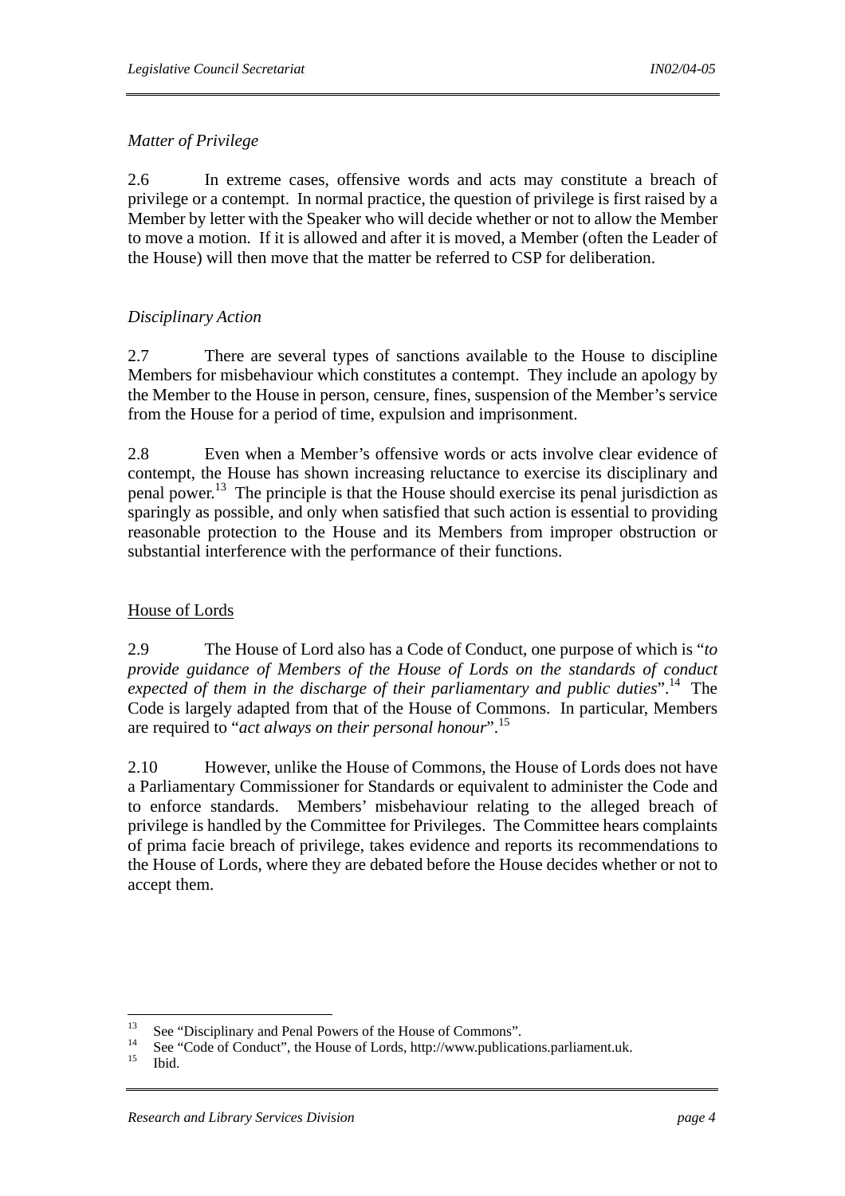*Matter of Privilege*

2.6 In extreme cases, offensive words and acts may constitute a breach of privilege or a contempt. In normal practice, the question of privilege is first raised by a Member by letter with the Speaker who will decide whether or not to allow the Member to move a motion. If it is allowed and after it is moved, a Member (often the Leader of the House) will then move that the matter be referred to CSP for deliberation.

*Disciplinary Action*

2.7 There are several types of sanctions available to the House to discipline Members for misbehaviour which constitutes a contempt. They include an apology by the Member to the House in person, censure, fines, suspension of the Member's service from the House for a period of time, expulsion and imprisonment.

2.8 Even when a Member's offensive words or acts involve clear evidence of contempt, the House has shown increasing reluctance to exercise its disciplinary and penal power.[13] The principle is that the House should exercise its penal jurisdiction as sparingly as possible, and only when satisfied that such action is essential to providing reasonable protection to the House and its Members from improper obstruction or substantial interference with the performance of their functions.

<u>House of Lords</u>

2.9 The House of Lord also has a Code of Conduct, one purpose of which is "*to provide guidance of Members of the House of Lords on the standards of conduct expected of them in the discharge of their parliamentary and public duties*".[14] The Code is largely adapted from that of the House of Commons. In particular, Members are required to "*act always on their personal honour*".[15]

2.10 However, unlike the House of Commons, the House of Lords does not have a Parliamentary Commissioner for Standards or equivalent to administer the Code and to enforce standards. Members' misbehaviour relating to the alleged breach of privilege is handled by the Committee for Privileges. The Committee hears complaints of prima facie breach of privilege, takes evidence and reports its recommendations to the House of Lords, where they are debated before the House decides whether or not to accept them.

---

[13] See "Disciplinary and Penal Powers of the House of Commons".

[14] See "Code of Conduct", the House of Lords, http://www.publications.parliament.uk.

[15] Ibid.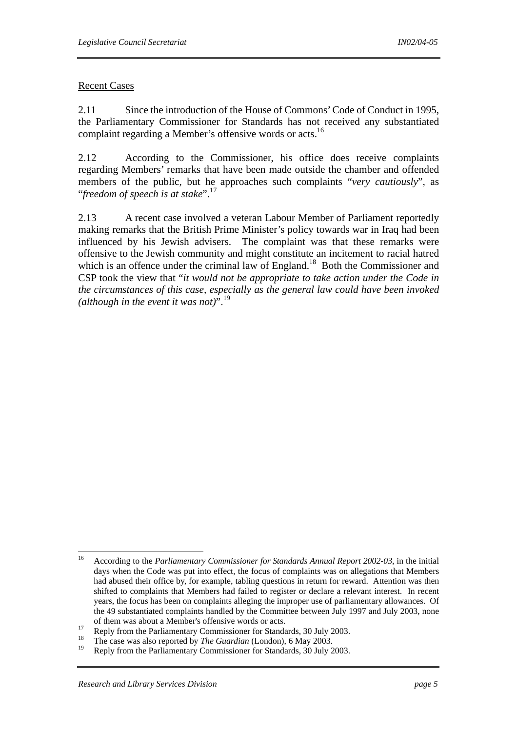Recent Cases

2.11 Since the introduction of the House of Commons' Code of Conduct in 1995, the Parliamentary Commissioner for Standards has not received any substantiated complaint regarding a Member's offensive words or acts.[16]

2.12 According to the Commissioner, his office does receive complaints regarding Members' remarks that have been made outside the chamber and offended members of the public, but he approaches such complaints "*very cautiously*", as "*freedom of speech is at stake*".[17]

2.13 A recent case involved a veteran Labour Member of Parliament reportedly making remarks that the British Prime Minister's policy towards war in Iraq had been influenced by his Jewish advisers. The complaint was that these remarks were offensive to the Jewish community and might constitute an incitement to racial hatred which is an offence under the criminal law of England.[18] Both the Commissioner and CSP took the view that "*it would not be appropriate to take action under the Code in the circumstances of this case, especially as the general law could have been invoked (although in the event it was not)*".[19]

---

[16] According to the *Parliamentary Commissioner for Standards Annual Report 2002-03*, in the initial days when the Code was put into effect, the focus of complaints was on allegations that Members had abused their office by, for example, tabling questions in return for reward. Attention was then shifted to complaints that Members had failed to register or declare a relevant interest. In recent years, the focus has been on complaints alleging the improper use of parliamentary allowances. Of the 49 substantiated complaints handled by the Committee between July 1997 and July 2003, none of them was about a Member's offensive words or acts.

[17] Reply from the Parliamentary Commissioner for Standards, 30 July 2003.

[18] The case was also reported by *The Guardian* (London), 6 May 2003.

[19] Reply from the Parliamentary Commissioner for Standards, 30 July 2003.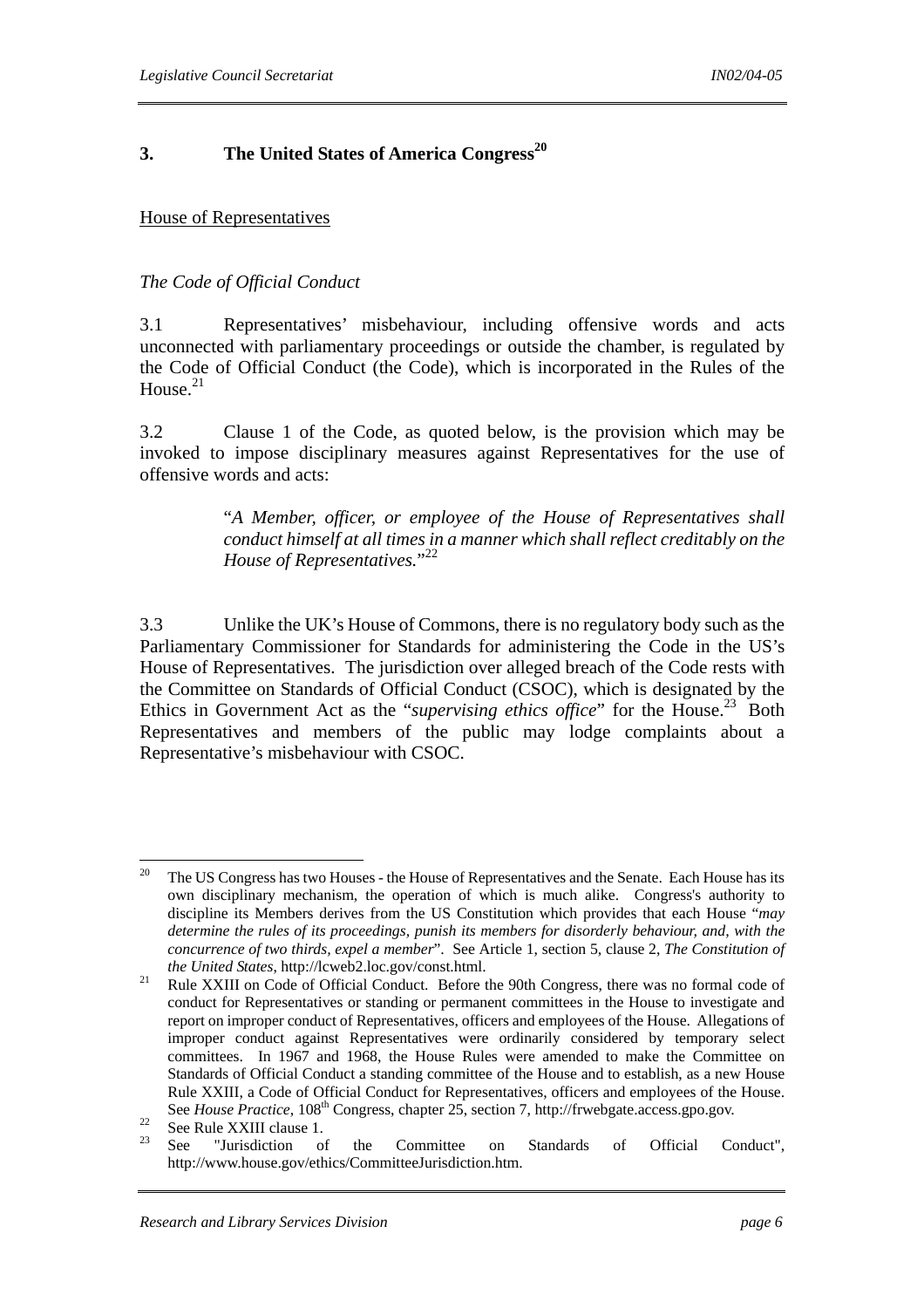## 3. The United States of America Congress[20]

House of Representatives

*The Code of Official Conduct*

3.1 Representatives' misbehaviour, including offensive words and acts unconnected with parliamentary proceedings or outside the chamber, is regulated by the Code of Official Conduct (the Code), which is incorporated in the Rules of the House.[21]

3.2 Clause 1 of the Code, as quoted below, is the provision which may be invoked to impose disciplinary measures against Representatives for the use of offensive words and acts:

> "*A Member, officer, or employee of the House of Representatives shall conduct himself at all times in a manner which shall reflect creditably on the House of Representatives.*"[22]

3.3 Unlike the UK's House of Commons, there is no regulatory body such as the Parliamentary Commissioner for Standards for administering the Code in the US's House of Representatives. The jurisdiction over alleged breach of the Code rests with the Committee on Standards of Official Conduct (CSOC), which is designated by the Ethics in Government Act as the "*supervising ethics office*" for the House.[23] Both Representatives and members of the public may lodge complaints about a Representative's misbehaviour with CSOC.

---

[20] The US Congress has two Houses - the House of Representatives and the Senate. Each House has its own disciplinary mechanism, the operation of which is much alike. Congress's authority to discipline its Members derives from the US Constitution which provides that each House "*may determine the rules of its proceedings, punish its members for disorderly behaviour, and, with the concurrence of two thirds, expel a member*". See Article 1, section 5, clause 2, *The Constitution of the United States*, http://lcweb2.loc.gov/const.html.

[21] Rule XXIII on Code of Official Conduct. Before the 90th Congress, there was no formal code of conduct for Representatives or standing or permanent committees in the House to investigate and report on improper conduct of Representatives, officers and employees of the House. Allegations of improper conduct against Representatives were ordinarily considered by temporary select committees. In 1967 and 1968, the House Rules were amended to make the Committee on Standards of Official Conduct a standing committee of the House and to establish, as a new House Rule XXIII, a Code of Official Conduct for Representatives, officers and employees of the House. See *House Practice*, 108th Congress, chapter 25, section 7, http://frwebgate.access.gpo.gov.

[22] See Rule XXIII clause 1.

[23] See "Jurisdiction of the Committee on Standards of Official Conduct", http://www.house.gov/ethics/CommitteeJurisdiction.htm.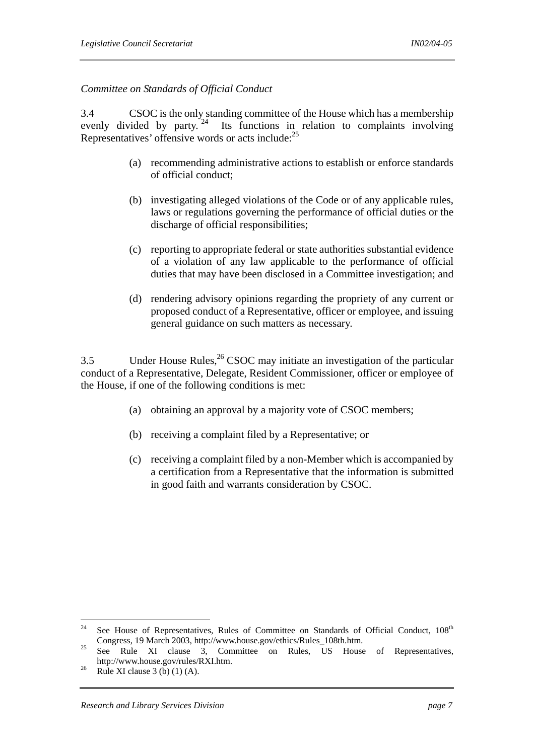*Committee on Standards of Official Conduct*

3.4 CSOC is the only standing committee of the House which has a membership evenly divided by party.[24] Its functions in relation to complaints involving Representatives' offensive words or acts include:[25]

(a) recommending administrative actions to establish or enforce standards of official conduct;

(b) investigating alleged violations of the Code or of any applicable rules, laws or regulations governing the performance of official duties or the discharge of official responsibilities;

(c) reporting to appropriate federal or state authorities substantial evidence of a violation of any law applicable to the performance of official duties that may have been disclosed in a Committee investigation; and

(d) rendering advisory opinions regarding the propriety of any current or proposed conduct of a Representative, officer or employee, and issuing general guidance on such matters as necessary.

3.5 Under House Rules,[26] CSOC may initiate an investigation of the particular conduct of a Representative, Delegate, Resident Commissioner, officer or employee of the House, if one of the following conditions is met:

(a) obtaining an approval by a majority vote of CSOC members;

(b) receiving a complaint filed by a Representative; or

(c) receiving a complaint filed by a non-Member which is accompanied by a certification from a Representative that the information is submitted in good faith and warrants consideration by CSOC.

---

[24] See House of Representatives, Rules of Committee on Standards of Official Conduct, 108th Congress, 19 March 2003, http://www.house.gov/ethics/Rules_108th.htm.

[25] See Rule XI clause 3, Committee on Rules, US House of Representatives, http://www.house.gov/rules/RXI.htm.

[26] Rule XI clause 3 (b) (1) (A).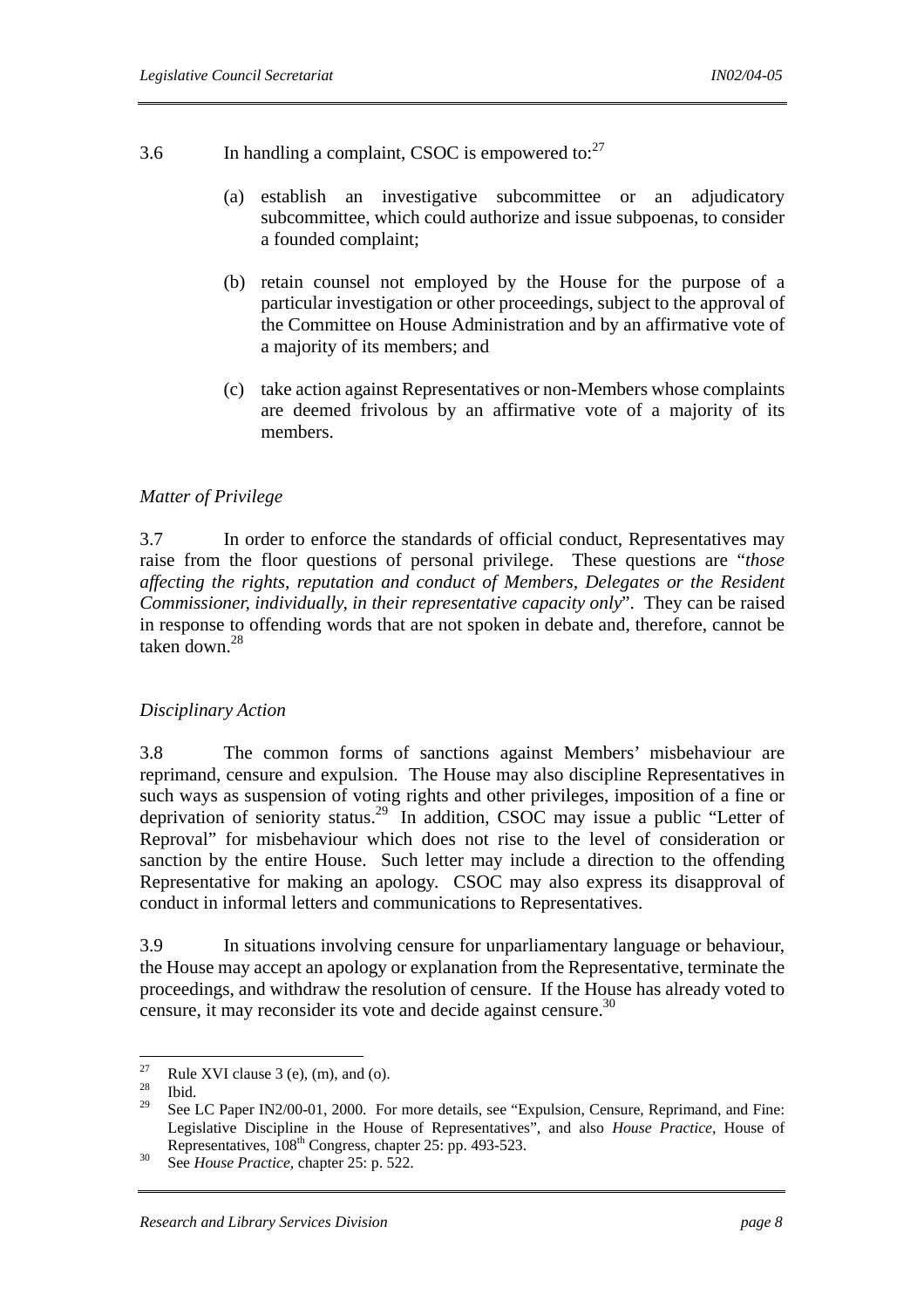3.6 In handling a complaint, CSOC is empowered to:[27]

(a) establish an investigative subcommittee or an adjudicatory subcommittee, which could authorize and issue subpoenas, to consider a founded complaint;

(b) retain counsel not employed by the House for the purpose of a particular investigation or other proceedings, subject to the approval of the Committee on House Administration and by an affirmative vote of a majority of its members; and

(c) take action against Representatives or non-Members whose complaints are deemed frivolous by an affirmative vote of a majority of its members.

*Matter of Privilege*

3.7 In order to enforce the standards of official conduct, Representatives may raise from the floor questions of personal privilege. These questions are "*those affecting the rights, reputation and conduct of Members, Delegates or the Resident Commissioner, individually, in their representative capacity only*". They can be raised in response to offending words that are not spoken in debate and, therefore, cannot be taken down.[28]

*Disciplinary Action*

3.8 The common forms of sanctions against Members' misbehaviour are reprimand, censure and expulsion. The House may also discipline Representatives in such ways as suspension of voting rights and other privileges, imposition of a fine or deprivation of seniority status.[29] In addition, CSOC may issue a public "Letter of Reproval" for misbehaviour which does not rise to the level of consideration or sanction by the entire House. Such letter may include a direction to the offending Representative for making an apology. CSOC may also express its disapproval of conduct in informal letters and communications to Representatives.

3.9 In situations involving censure for unparliamentary language or behaviour, the House may accept an apology or explanation from the Representative, terminate the proceedings, and withdraw the resolution of censure. If the House has already voted to censure, it may reconsider its vote and decide against censure.[30]

---

[27] Rule XVI clause 3 (e), (m), and (o).

[28] Ibid.

[29] See LC Paper IN2/00-01, 2000. For more details, see "Expulsion, Censure, Reprimand, and Fine: Legislative Discipline in the House of Representatives", and also *House Practice*, House of Representatives, 108th Congress, chapter 25: pp. 493-523.

[30] See *House Practice*, chapter 25: p. 522.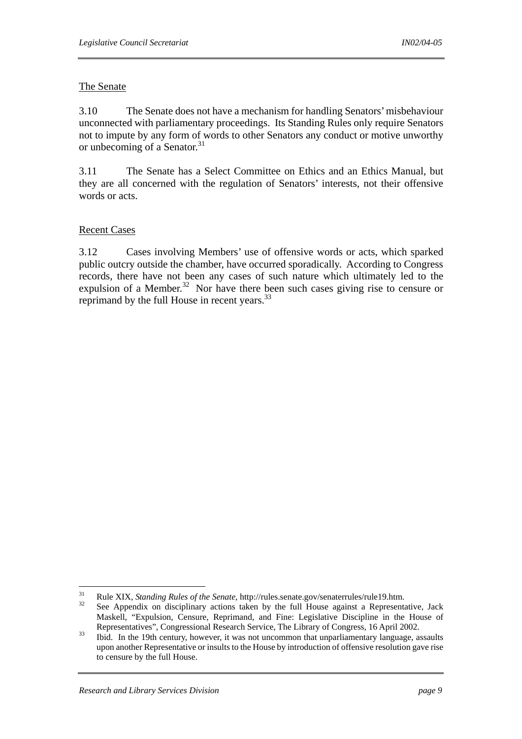The Senate

3.10 The Senate does not have a mechanism for handling Senators' misbehaviour unconnected with parliamentary proceedings. Its Standing Rules only require Senators not to impute by any form of words to other Senators any conduct or motive unworthy or unbecoming of a Senator.[31]

3.11 The Senate has a Select Committee on Ethics and an Ethics Manual, but they are all concerned with the regulation of Senators' interests, not their offensive words or acts.

Recent Cases

3.12 Cases involving Members' use of offensive words or acts, which sparked public outcry outside the chamber, have occurred sporadically. According to Congress records, there have not been any cases of such nature which ultimately led to the expulsion of a Member.[32] Nor have there been such cases giving rise to censure or reprimand by the full House in recent years.[33]

---

[31] Rule XIX, *Standing Rules of the Senate*, http://rules.senate.gov/senaterrules/rule19.htm.

[32] See Appendix on disciplinary actions taken by the full House against a Representative, Jack Maskell, "Expulsion, Censure, Reprimand, and Fine: Legislative Discipline in the House of Representatives", Congressional Research Service, The Library of Congress, 16 April 2002.

[33] Ibid. In the 19th century, however, it was not uncommon that unparliamentary language, assaults upon another Representative or insults to the House by introduction of offensive resolution gave rise to censure by the full House.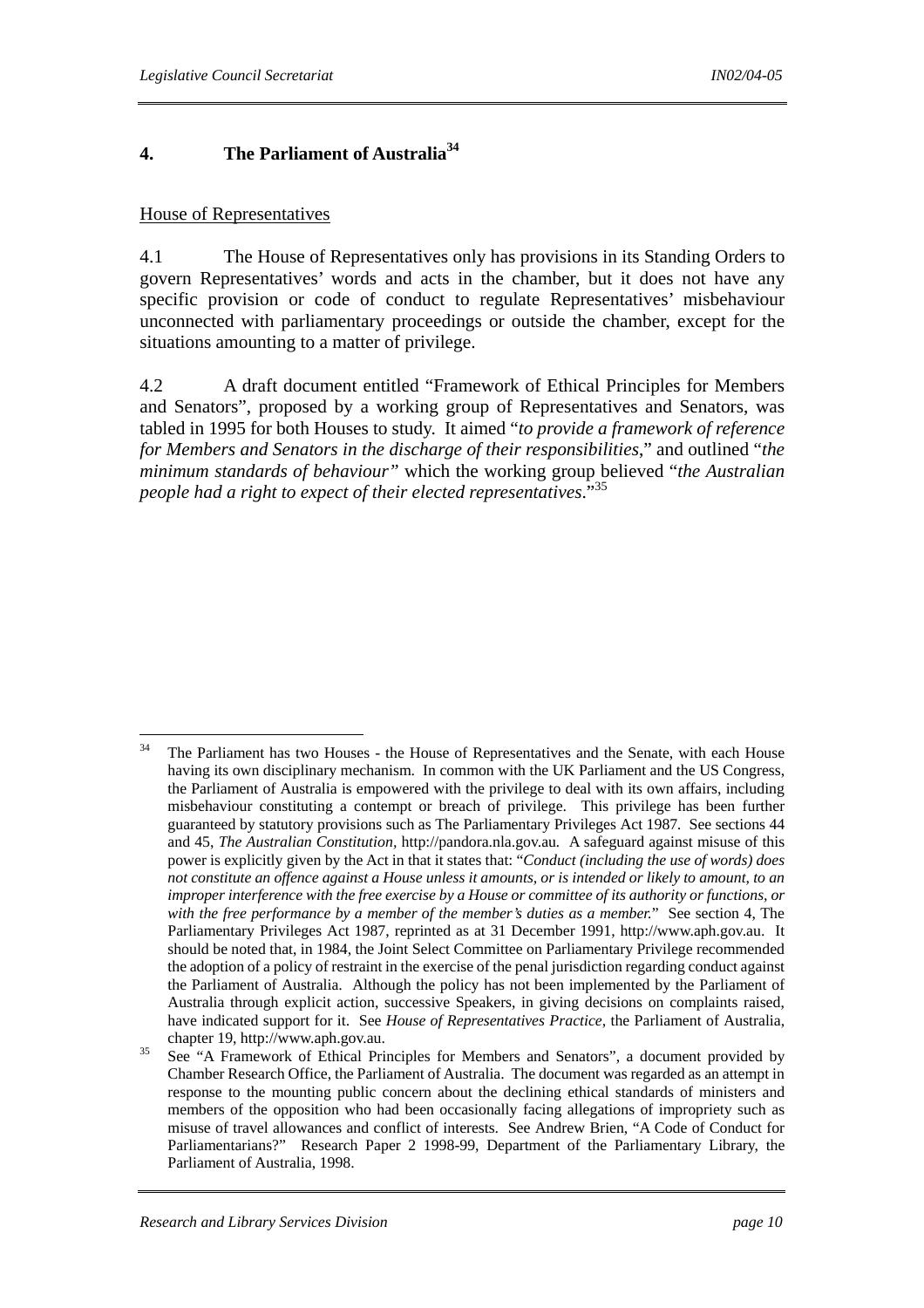## 4. The Parliament of Australia[34]

House of Representatives

4.1 The House of Representatives only has provisions in its Standing Orders to govern Representatives' words and acts in the chamber, but it does not have any specific provision or code of conduct to regulate Representatives' misbehaviour unconnected with parliamentary proceedings or outside the chamber, except for the situations amounting to a matter of privilege.

4.2 A draft document entitled "Framework of Ethical Principles for Members and Senators", proposed by a working group of Representatives and Senators, was tabled in 1995 for both Houses to study. It aimed "*to provide a framework of reference for Members and Senators in the discharge of their responsibilities*," and outlined "*the minimum standards of behaviour"* which the working group believed "*the Australian people had a right to expect of their elected representatives*."[35]

---

[34] The Parliament has two Houses - the House of Representatives and the Senate, with each House having its own disciplinary mechanism. In common with the UK Parliament and the US Congress, the Parliament of Australia is empowered with the privilege to deal with its own affairs, including misbehaviour constituting a contempt or breach of privilege. This privilege has been further guaranteed by statutory provisions such as The Parliamentary Privileges Act 1987. See sections 44 and 45, *The Australian Constitution*, http://pandora.nla.gov.au. A safeguard against misuse of this power is explicitly given by the Act in that it states that: "*Conduct (including the use of words) does not constitute an offence against a House unless it amounts, or is intended or likely to amount, to an improper interference with the free exercise by a House or committee of its authority or functions, or with the free performance by a member of the member's duties as a member.*" See section 4, The Parliamentary Privileges Act 1987, reprinted as at 31 December 1991, http://www.aph.gov.au. It should be noted that, in 1984, the Joint Select Committee on Parliamentary Privilege recommended the adoption of a policy of restraint in the exercise of the penal jurisdiction regarding conduct against the Parliament of Australia. Although the policy has not been implemented by the Parliament of Australia through explicit action, successive Speakers, in giving decisions on complaints raised, have indicated support for it. See *House of Representatives Practice*, the Parliament of Australia, chapter 19, http://www.aph.gov.au.

[35] See "A Framework of Ethical Principles for Members and Senators", a document provided by Chamber Research Office, the Parliament of Australia. The document was regarded as an attempt in response to the mounting public concern about the declining ethical standards of ministers and members of the opposition who had been occasionally facing allegations of impropriety such as misuse of travel allowances and conflict of interests. See Andrew Brien, "A Code of Conduct for Parliamentarians?" Research Paper 2 1998-99, Department of the Parliamentary Library, the Parliament of Australia, 1998.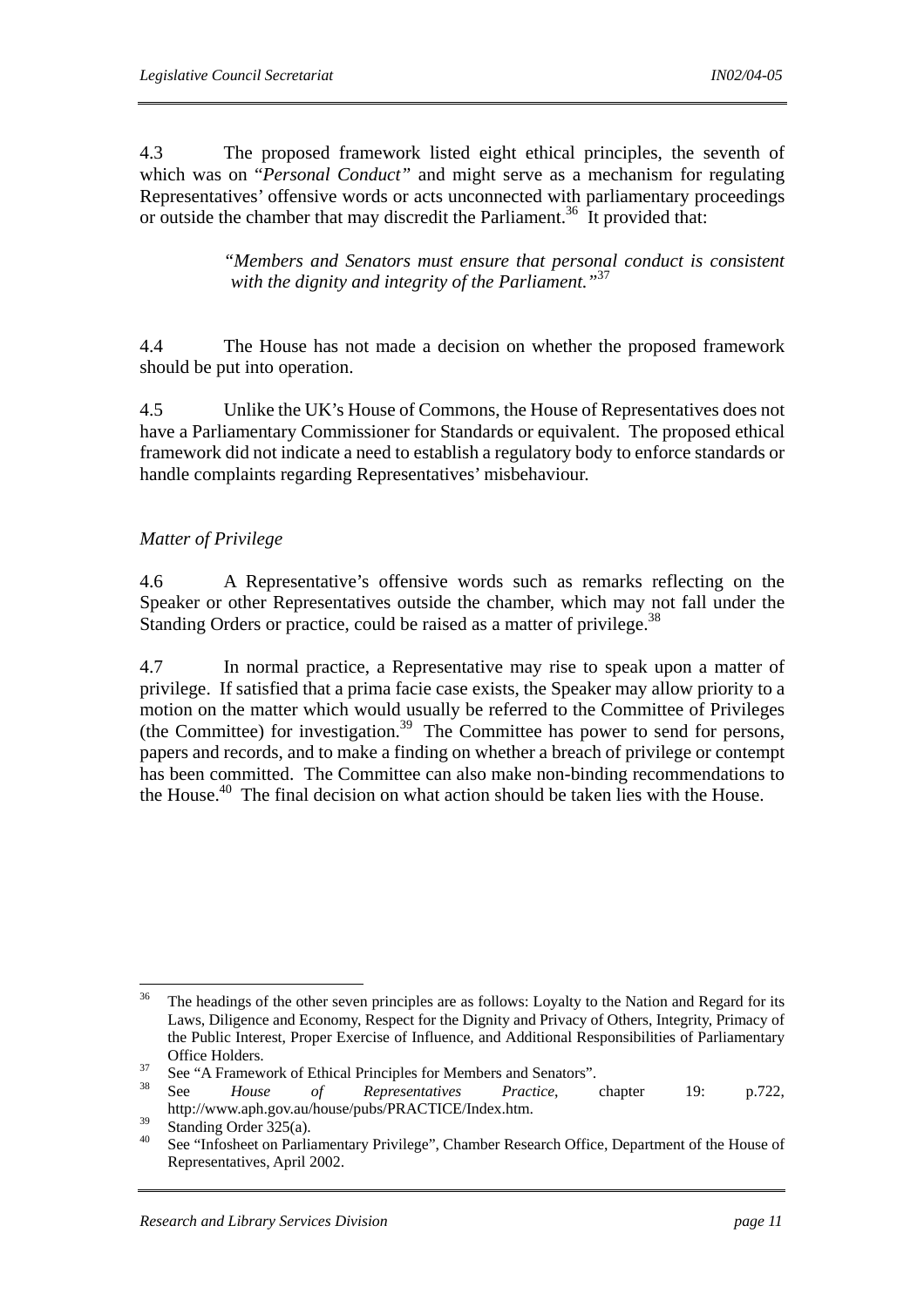4.3 The proposed framework listed eight ethical principles, the seventh of which was on "*Personal Conduct*" and might serve as a mechanism for regulating Representatives' offensive words or acts unconnected with parliamentary proceedings or outside the chamber that may discredit the Parliament.[36] It provided that:

> *"Members and Senators must ensure that personal conduct is consistent with the dignity and integrity of the Parliament."*[37]

4.4 The House has not made a decision on whether the proposed framework should be put into operation.

4.5 Unlike the UK's House of Commons, the House of Representatives does not have a Parliamentary Commissioner for Standards or equivalent. The proposed ethical framework did not indicate a need to establish a regulatory body to enforce standards or handle complaints regarding Representatives' misbehaviour.

*Matter of Privilege*

4.6 A Representative's offensive words such as remarks reflecting on the Speaker or other Representatives outside the chamber, which may not fall under the Standing Orders or practice, could be raised as a matter of privilege.[38]

4.7 In normal practice, a Representative may rise to speak upon a matter of privilege. If satisfied that a prima facie case exists, the Speaker may allow priority to a motion on the matter which would usually be referred to the Committee of Privileges (the Committee) for investigation.[39] The Committee has power to send for persons, papers and records, and to make a finding on whether a breach of privilege or contempt has been committed. The Committee can also make non-binding recommendations to the House.[40] The final decision on what action should be taken lies with the House.

---

[36] The headings of the other seven principles are as follows: Loyalty to the Nation and Regard for its Laws, Diligence and Economy, Respect for the Dignity and Privacy of Others, Integrity, Primacy of the Public Interest, Proper Exercise of Influence, and Additional Responsibilities of Parliamentary Office Holders.

[37] See "A Framework of Ethical Principles for Members and Senators".

[38] See *House of Representatives Practice*, chapter 19: p.722, http://www.aph.gov.au/house/pubs/PRACTICE/Index.htm.

[39] Standing Order 325(a).

[40] See "Infosheet on Parliamentary Privilege", Chamber Research Office, Department of the House of Representatives, April 2002.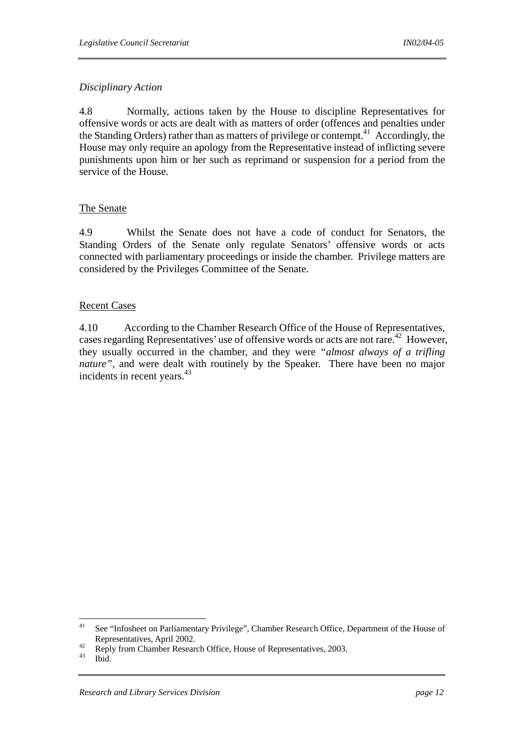*Disciplinary Action*

4.8 Normally, actions taken by the House to discipline Representatives for offensive words or acts are dealt with as matters of order (offences and penalties under the Standing Orders) rather than as matters of privilege or contempt.[41] Accordingly, the House may only require an apology from the Representative instead of inflicting severe punishments upon him or her such as reprimand or suspension for a period from the service of the House.

<u>The Senate</u>

4.9 Whilst the Senate does not have a code of conduct for Senators, the Standing Orders of the Senate only regulate Senators' offensive words or acts connected with parliamentary proceedings or inside the chamber. Privilege matters are considered by the Privileges Committee of the Senate.

<u>Recent Cases</u>

4.10 According to the Chamber Research Office of the House of Representatives, cases regarding Representatives' use of offensive words or acts are not rare.[42] However, they usually occurred in the chamber, and they were *"almost always of a trifling nature"*, and were dealt with routinely by the Speaker. There have been no major incidents in recent years.[43]

---

[41] See "Infosheet on Parliamentary Privilege", Chamber Research Office, Department of the House of Representatives, April 2002.

[42] Reply from Chamber Research Office, House of Representatives, 2003.

[43] Ibid.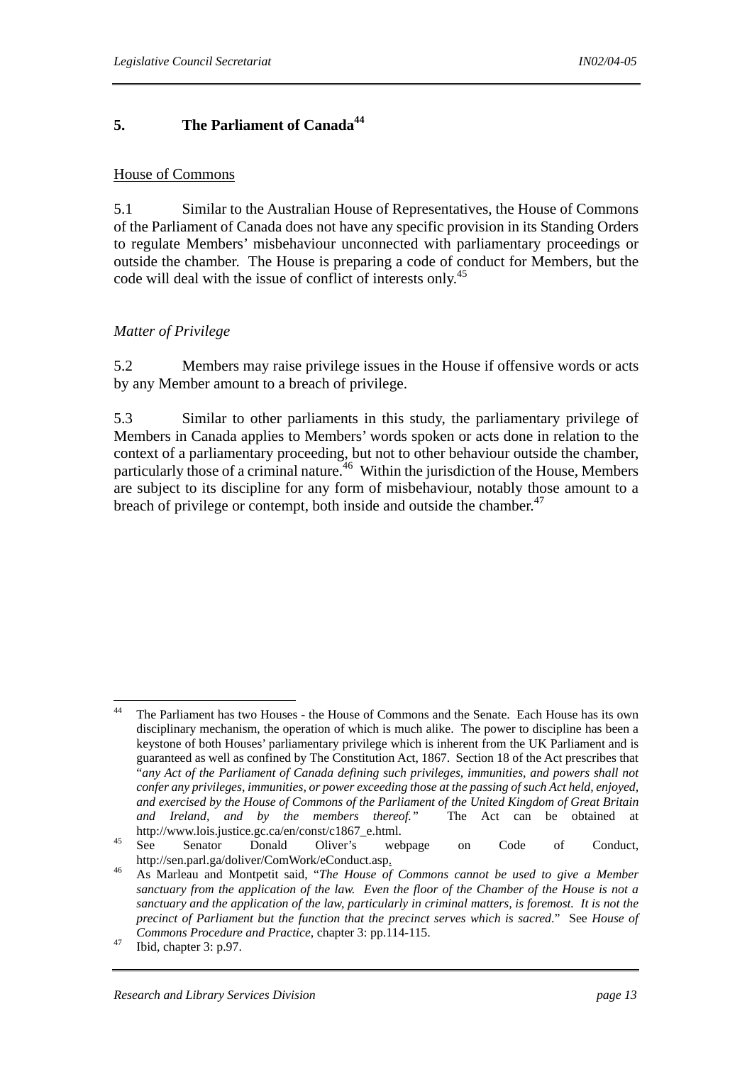## 5. The Parliament of Canada[44]

House of Commons

5.1 Similar to the Australian House of Representatives, the House of Commons of the Parliament of Canada does not have any specific provision in its Standing Orders to regulate Members' misbehaviour unconnected with parliamentary proceedings or outside the chamber. The House is preparing a code of conduct for Members, but the code will deal with the issue of conflict of interests only.[45]

*Matter of Privilege*

5.2 Members may raise privilege issues in the House if offensive words or acts by any Member amount to a breach of privilege.

5.3 Similar to other parliaments in this study, the parliamentary privilege of Members in Canada applies to Members' words spoken or acts done in relation to the context of a parliamentary proceeding, but not to other behaviour outside the chamber, particularly those of a criminal nature.[46] Within the jurisdiction of the House, Members are subject to its discipline for any form of misbehaviour, notably those amount to a breach of privilege or contempt, both inside and outside the chamber.[47]

---

[44] The Parliament has two Houses - the House of Commons and the Senate. Each House has its own disciplinary mechanism, the operation of which is much alike. The power to discipline has been a keystone of both Houses' parliamentary privilege which is inherent from the UK Parliament and is guaranteed as well as confined by The Constitution Act, 1867. Section 18 of the Act prescribes that "*any Act of the Parliament of Canada defining such privileges, immunities, and powers shall not confer any privileges, immunities, or power exceeding those at the passing of such Act held, enjoyed, and exercised by the House of Commons of the Parliament of the United Kingdom of Great Britain and Ireland, and by the members thereof.*" The Act can be obtained at http://www.lois.justice.gc.ca/en/const/c1867_e.html.

[45] See Senator Donald Oliver's webpage on Code of Conduct, http://sen.parl.ga/doliver/ComWork/eConduct.asp.

[46] As Marleau and Montpetit said, "*The House of Commons cannot be used to give a Member sanctuary from the application of the law. Even the floor of the Chamber of the House is not a sanctuary and the application of the law, particularly in criminal matters, is foremost. It is not the precinct of Parliament but the function that the precinct serves which is sacred*." See *House of Commons Procedure and Practice*, chapter 3: pp.114-115.

[47] Ibid, chapter 3: p.97.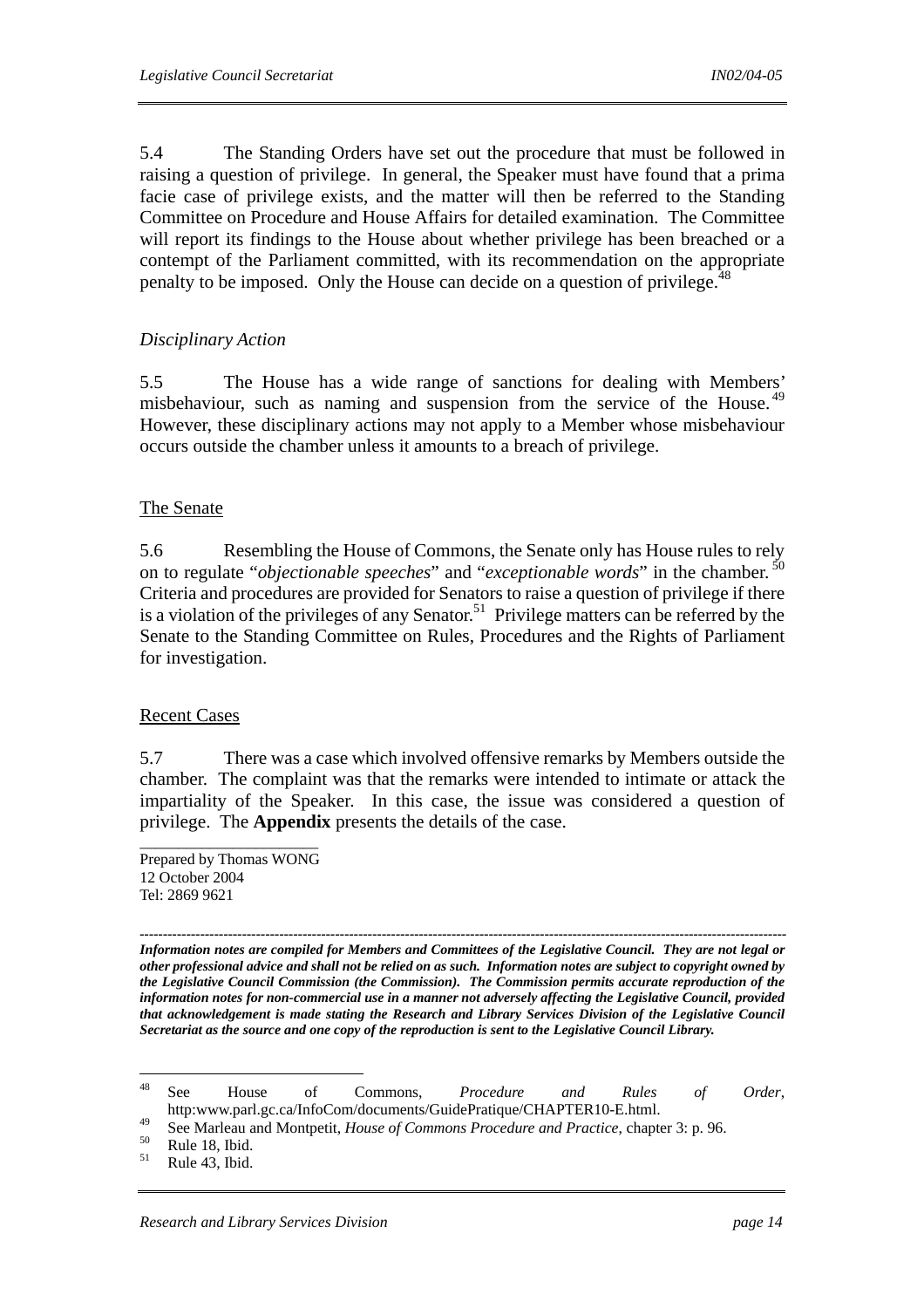5.4 The Standing Orders have set out the procedure that must be followed in raising a question of privilege. In general, the Speaker must have found that a prima facie case of privilege exists, and the matter will then be referred to the Standing Committee on Procedure and House Affairs for detailed examination. The Committee will report its findings to the House about whether privilege has been breached or a contempt of the Parliament committed, with its recommendation on the appropriate penalty to be imposed. Only the House can decide on a question of privilege.[48]

*Disciplinary Action*

5.5 The House has a wide range of sanctions for dealing with Members' misbehaviour, such as naming and suspension from the service of the House.[49] However, these disciplinary actions may not apply to a Member whose misbehaviour occurs outside the chamber unless it amounts to a breach of privilege.

<u>The Senate</u>

5.6 Resembling the House of Commons, the Senate only has House rules to rely on to regulate "*objectionable speeches*" and "*exceptionable words*" in the chamber.[50] Criteria and procedures are provided for Senators to raise a question of privilege if there is a violation of the privileges of any Senator.[51] Privilege matters can be referred by the Senate to the Standing Committee on Rules, Procedures and the Rights of Parliament for investigation.

<u>Recent Cases</u>

5.7 There was a case which involved offensive remarks by Members outside the chamber. The complaint was that the remarks were intended to intimate or attack the impartiality of the Speaker. In this case, the issue was considered a question of privilege. The **Appendix** presents the details of the case.

Prepared by Thomas WONG
12 October 2004
Tel: 2869 9621

---

***Information notes are compiled for Members and Committees of the Legislative Council. They are not legal or other professional advice and shall not be relied on as such. Information notes are subject to copyright owned by the Legislative Council Commission (the Commission). The Commission permits accurate reproduction of the information notes for non-commercial use in a manner not adversely affecting the Legislative Council, provided that acknowledgement is made stating the Research and Library Services Division of the Legislative Council Secretariat as the source and one copy of the reproduction is sent to the Legislative Council Library.***

---

[48] See House of Commons, *Procedure and Rules of Order*, http:www.parl.gc.ca/InfoCom/documents/GuidePratique/CHAPTER10-E.html.

[49] See Marleau and Montpetit, *House of Commons Procedure and Practice*, chapter 3: p. 96.

[50] Rule 18, Ibid.

[51] Rule 43, Ibid.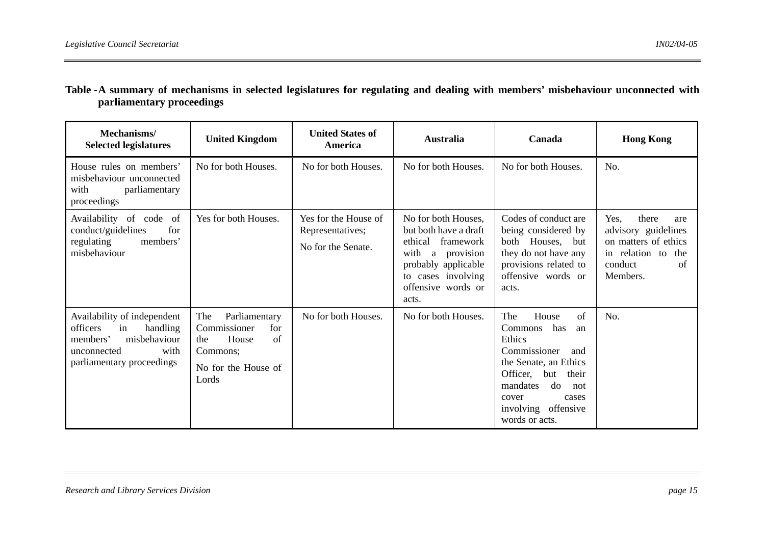**Table - A summary of mechanisms in selected legislatures for regulating and dealing with members' misbehaviour unconnected with parliamentary proceedings**

| Mechanisms/ Selected legislatures | United Kingdom | United States of America | Australia | Canada | Hong Kong |
|---|---|---|---|---|---|
| House rules on members' misbehaviour unconnected with parliamentary proceedings | No for both Houses. | No for both Houses. | No for both Houses. | No for both Houses. | No. |
| Availability of code of conduct/guidelines for regulating members' misbehaviour | Yes for both Houses. | Yes for the House of Representatives; No for the Senate. | No for both Houses, but both have a draft ethical framework with a provision probably applicable to cases involving offensive words or acts. | Codes of conduct are being considered by both Houses, but they do not have any provisions related to offensive words or acts. | Yes, there are advisory guidelines on matters of ethics in relation to the conduct of Members. |
| Availability of independent officers in handling members' misbehaviour unconnected with parliamentary proceedings | The Parliamentary Commissioner for the House of Commons; No for the House of Lords | No for both Houses. | No for both Houses. | The House of Commons has an Ethics Commissioner and the Senate, an Ethics Officer, but their mandates do not cover cases involving offensive words or acts. | No. |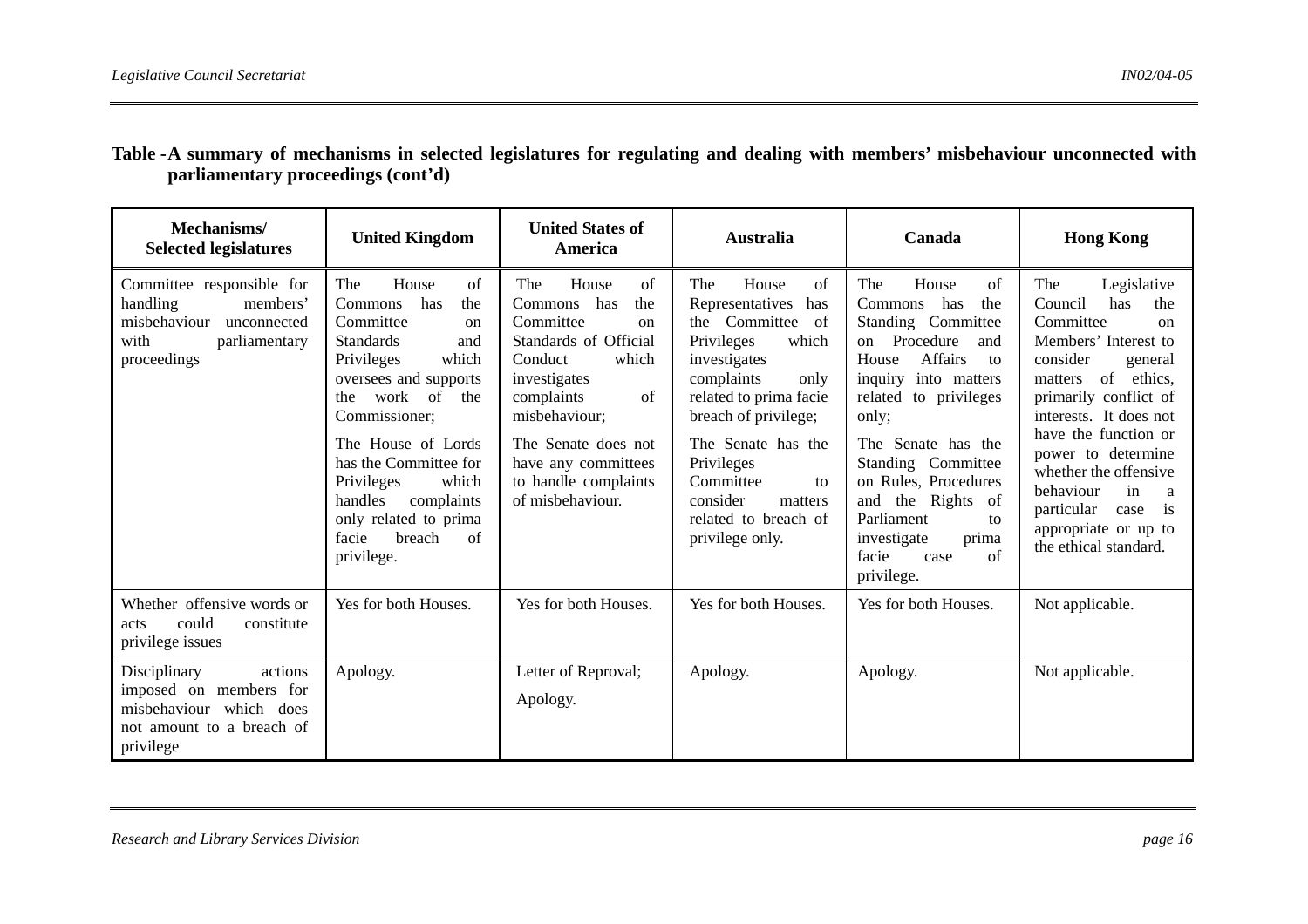**Table - A summary of mechanisms in selected legislatures for regulating and dealing with members' misbehaviour unconnected with parliamentary proceedings (cont'd)**

| Mechanisms/ Selected legislatures | United Kingdom | United States of America | Australia | Canada | Hong Kong |
|---|---|---|---|---|---|
| Committee responsible for handling members' misbehaviour unconnected with parliamentary proceedings | The House of Commons has the Committee on Standards and Privileges which oversees and supports the work of the Commissioner;<br><br>The House of Lords has the Committee for Privileges which handles complaints only related to prima facie breach of privilege. | The House of Commons has the Committee on Standards of Official Conduct which investigates complaints of misbehaviour;<br><br>The Senate does not have any committees to handle complaints of misbehaviour. | The House of Representatives has the Committee of Privileges which investigates complaints only related to prima facie breach of privilege;<br><br>The Senate has the Privileges Committee to consider matters related to breach of privilege only. | The House of Commons has the Standing Committee on Procedure and House Affairs to inquiry into matters related to privileges only;<br><br>The Senate has the Standing Committee on Rules, Procedures and the Rights of Parliament to investigate prima facie case of privilege. | The Legislative Council has the Committee on Members' Interest to consider general matters of ethics, primarily conflict of interests. It does not have the function or power to determine whether the offensive behaviour in a particular case is appropriate or up to the ethical standard. |
| Whether offensive words or acts could constitute privilege issues | Yes for both Houses. | Yes for both Houses. | Yes for both Houses. | Yes for both Houses. | Not applicable. |
| Disciplinary actions imposed on members for misbehaviour which does not amount to a breach of privilege | Apology. | Letter of Reproval;<br><br>Apology. | Apology. | Apology. | Not applicable. |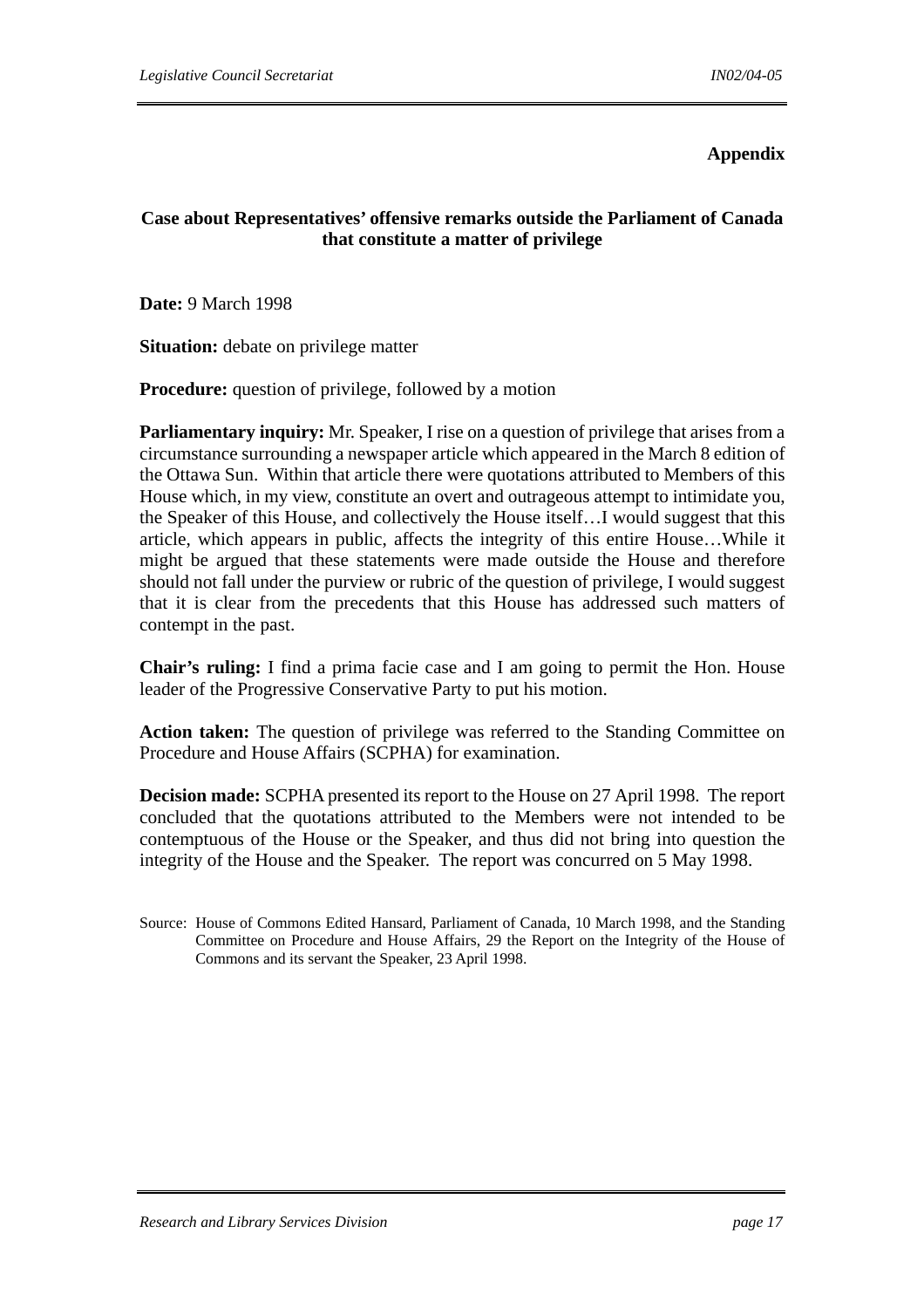**Appendix**

**Case about Representatives' offensive remarks outside the Parliament of Canada that constitute a matter of privilege**

**Date:** 9 March 1998

**Situation:** debate on privilege matter

**Procedure:** question of privilege, followed by a motion

**Parliamentary inquiry:** Mr. Speaker, I rise on a question of privilege that arises from a circumstance surrounding a newspaper article which appeared in the March 8 edition of the Ottawa Sun. Within that article there were quotations attributed to Members of this House which, in my view, constitute an overt and outrageous attempt to intimidate you, the Speaker of this House, and collectively the House itself…I would suggest that this article, which appears in public, affects the integrity of this entire House…While it might be argued that these statements were made outside the House and therefore should not fall under the purview or rubric of the question of privilege, I would suggest that it is clear from the precedents that this House has addressed such matters of contempt in the past.

**Chair's ruling:** I find a prima facie case and I am going to permit the Hon. House leader of the Progressive Conservative Party to put his motion.

**Action taken:** The question of privilege was referred to the Standing Committee on Procedure and House Affairs (SCPHA) for examination.

**Decision made:** SCPHA presented its report to the House on 27 April 1998. The report concluded that the quotations attributed to the Members were not intended to be contemptuous of the House or the Speaker, and thus did not bring into question the integrity of the House and the Speaker. The report was concurred on 5 May 1998.

Source: House of Commons Edited Hansard, Parliament of Canada, 10 March 1998, and the Standing Committee on Procedure and House Affairs, 29 the Report on the Integrity of the House of Commons and its servant the Speaker, 23 April 1998.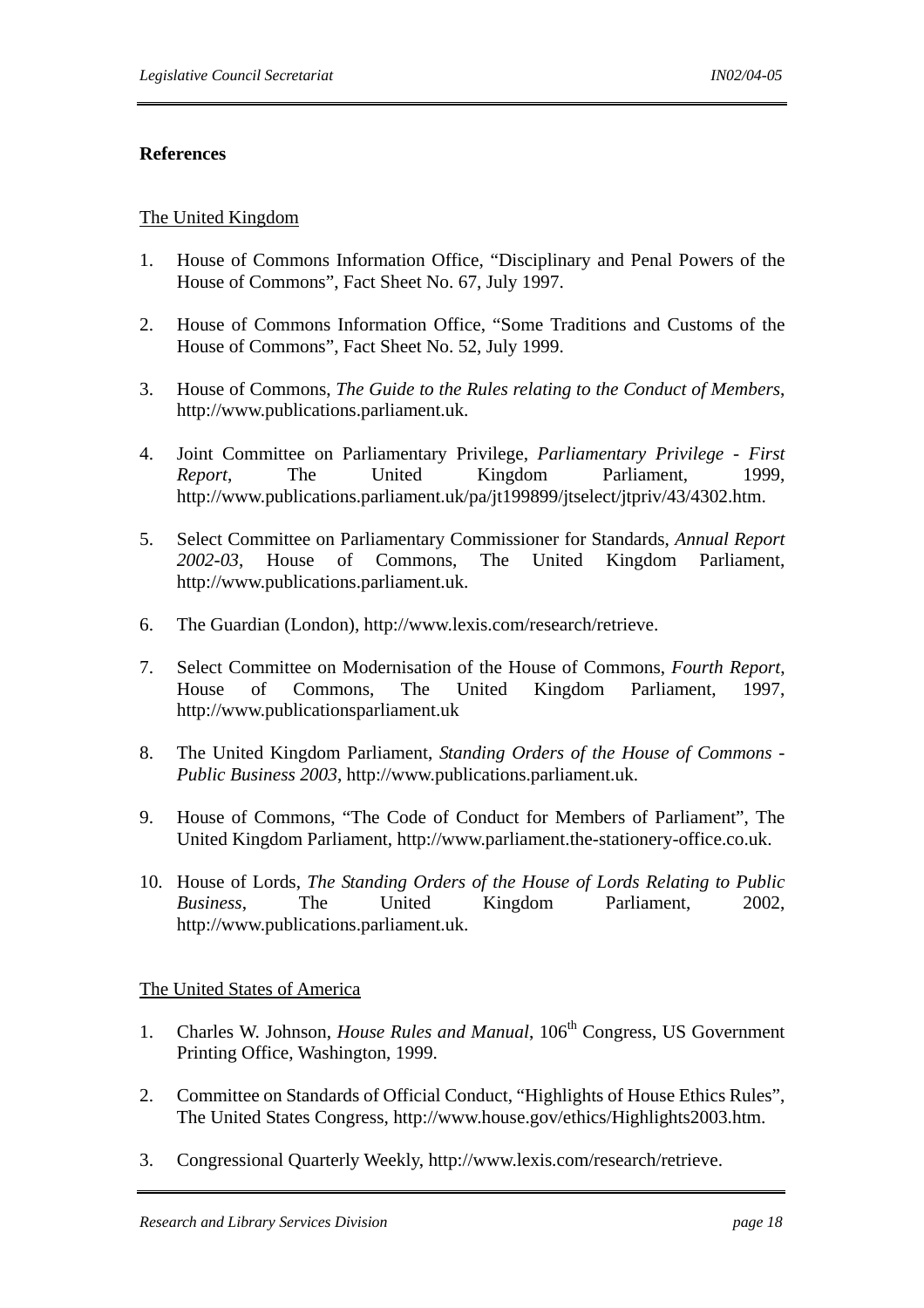**References**

The United Kingdom

1. House of Commons Information Office, "Disciplinary and Penal Powers of the House of Commons", Fact Sheet No. 67, July 1997.

2. House of Commons Information Office, "Some Traditions and Customs of the House of Commons", Fact Sheet No. 52, July 1999.

3. House of Commons, *The Guide to the Rules relating to the Conduct of Members*, http://www.publications.parliament.uk.

4. Joint Committee on Parliamentary Privilege, *Parliamentary Privilege - First Report*, The United Kingdom Parliament, 1999, http://www.publications.parliament.uk/pa/jt199899/jtselect/jtpriv/43/4302.htm.

5. Select Committee on Parliamentary Commissioner for Standards, *Annual Report 2002-03*, House of Commons, The United Kingdom Parliament, http://www.publications.parliament.uk.

6. The Guardian (London), http://www.lexis.com/research/retrieve.

7. Select Committee on Modernisation of the House of Commons, *Fourth Report*, House of Commons, The United Kingdom Parliament, 1997, http://www.publicationsparliament.uk

8. The United Kingdom Parliament, *Standing Orders of the House of Commons - Public Business 2003*, http://www.publications.parliament.uk.

9. House of Commons, "The Code of Conduct for Members of Parliament", The United Kingdom Parliament, http://www.parliament.the-stationery-office.co.uk.

10. House of Lords, *The Standing Orders of the House of Lords Relating to Public Business*, The United Kingdom Parliament, 2002, http://www.publications.parliament.uk.

The United States of America

1. Charles W. Johnson, *House Rules and Manual*, 106th Congress, US Government Printing Office, Washington, 1999.

2. Committee on Standards of Official Conduct, "Highlights of House Ethics Rules", The United States Congress, http://www.house.gov/ethics/Highlights2003.htm.

3. Congressional Quarterly Weekly, http://www.lexis.com/research/retrieve.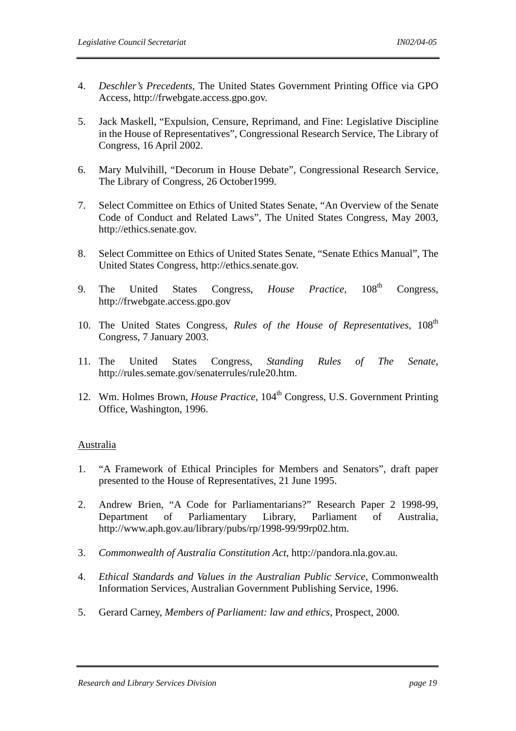4. *Deschler's Precedents*, The United States Government Printing Office via GPO Access, http://frwebgate.access.gpo.gov.

5. Jack Maskell, "Expulsion, Censure, Reprimand, and Fine: Legislative Discipline in the House of Representatives", Congressional Research Service, The Library of Congress, 16 April 2002.

6. Mary Mulvihill, "Decorum in House Debate", Congressional Research Service, The Library of Congress, 26 October1999.

7. Select Committee on Ethics of United States Senate, "An Overview of the Senate Code of Conduct and Related Laws", The United States Congress, May 2003, http://ethics.senate.gov.

8. Select Committee on Ethics of United States Senate, "Senate Ethics Manual", The United States Congress, http://ethics.senate.gov.

9. The United States Congress, *House Practice*, 108th Congress, http://frwebgate.access.gpo.gov

10. The United States Congress, *Rules of the House of Representatives*, 108th Congress, 7 January 2003.

11. The United States Congress, *Standing Rules of The Senate*, http://rules.semate.gov/senaterrules/rule20.htm.

12. Wm. Holmes Brown, *House Practice*, 104th Congress, U.S. Government Printing Office, Washington, 1996.

<u>Australia</u>

1. "A Framework of Ethical Principles for Members and Senators", draft paper presented to the House of Representatives, 21 June 1995.

2. Andrew Brien, "A Code for Parliamentarians?" Research Paper 2 1998-99, Department of Parliamentary Library, Parliament of Australia, http://www.aph.gov.au/library/pubs/rp/1998-99/99rp02.htm.

3. *Commonwealth of Australia Constitution Act*, http://pandora.nla.gov.au.

4. *Ethical Standards and Values in the Australian Public Service*, Commonwealth Information Services, Australian Government Publishing Service, 1996.

5. Gerard Carney, *Members of Parliament: law and ethics*, Prospect, 2000.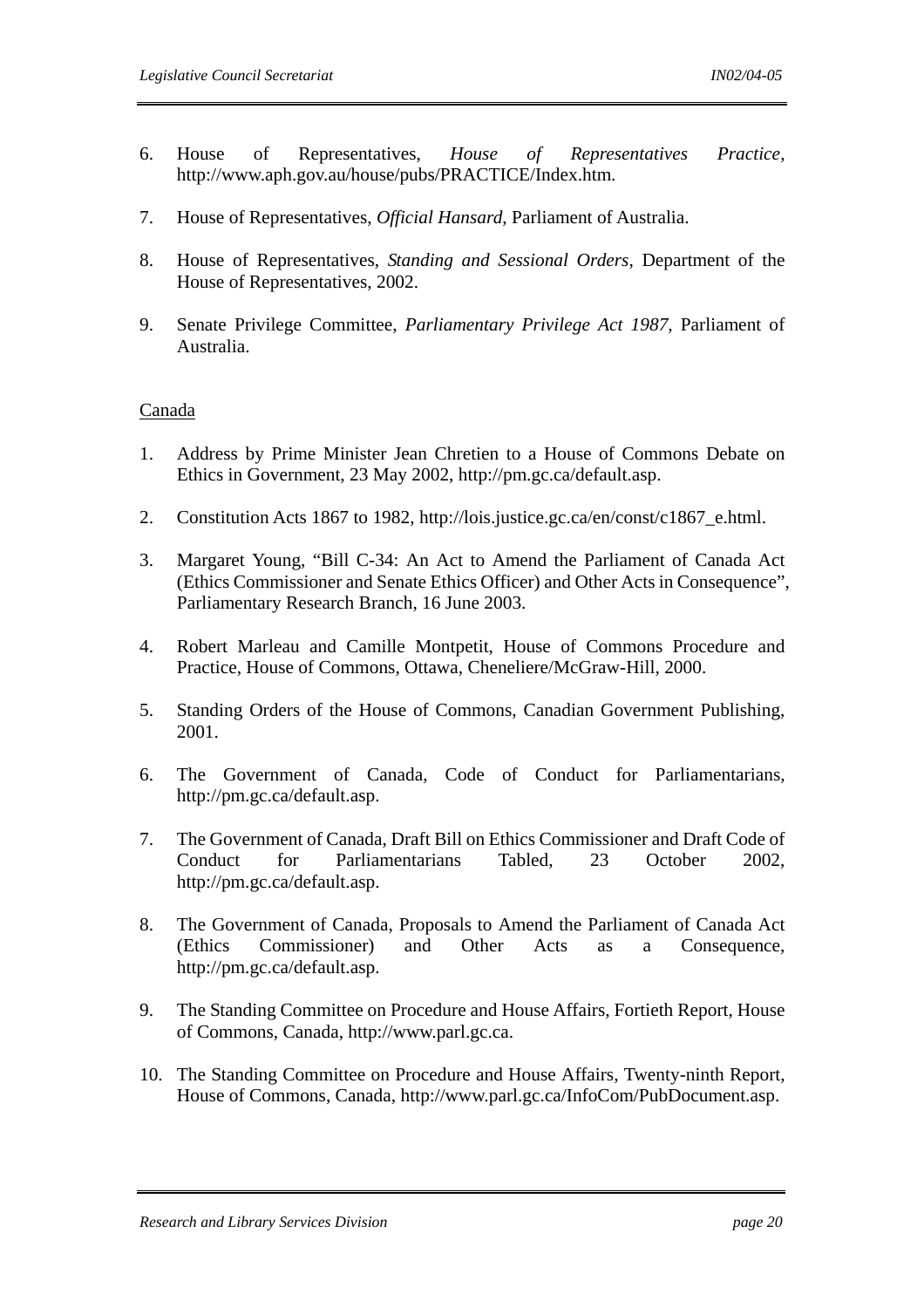6. House of Representatives, *House of Representatives Practice*, http://www.aph.gov.au/house/pubs/PRACTICE/Index.htm.

7. House of Representatives, *Official Hansard*, Parliament of Australia.

8. House of Representatives, *Standing and Sessional Orders*, Department of the House of Representatives, 2002.

9. Senate Privilege Committee, *Parliamentary Privilege Act 1987*, Parliament of Australia.

<u>Canada</u>

1. Address by Prime Minister Jean Chretien to a House of Commons Debate on Ethics in Government, 23 May 2002, http://pm.gc.ca/default.asp.

2. Constitution Acts 1867 to 1982, http://lois.justice.gc.ca/en/const/c1867_e.html.

3. Margaret Young, "Bill C-34: An Act to Amend the Parliament of Canada Act (Ethics Commissioner and Senate Ethics Officer) and Other Acts in Consequence", Parliamentary Research Branch, 16 June 2003.

4. Robert Marleau and Camille Montpetit, House of Commons Procedure and Practice, House of Commons, Ottawa, Cheneliere/McGraw-Hill, 2000.

5. Standing Orders of the House of Commons, Canadian Government Publishing, 2001.

6. The Government of Canada, Code of Conduct for Parliamentarians, http://pm.gc.ca/default.asp.

7. The Government of Canada, Draft Bill on Ethics Commissioner and Draft Code of Conduct for Parliamentarians Tabled, 23 October 2002, http://pm.gc.ca/default.asp.

8. The Government of Canada, Proposals to Amend the Parliament of Canada Act (Ethics Commissioner) and Other Acts as a Consequence, http://pm.gc.ca/default.asp.

9. The Standing Committee on Procedure and House Affairs, Fortieth Report, House of Commons, Canada, http://www.parl.gc.ca.

10. The Standing Committee on Procedure and House Affairs, Twenty-ninth Report, House of Commons, Canada, http://www.parl.gc.ca/InfoCom/PubDocument.asp.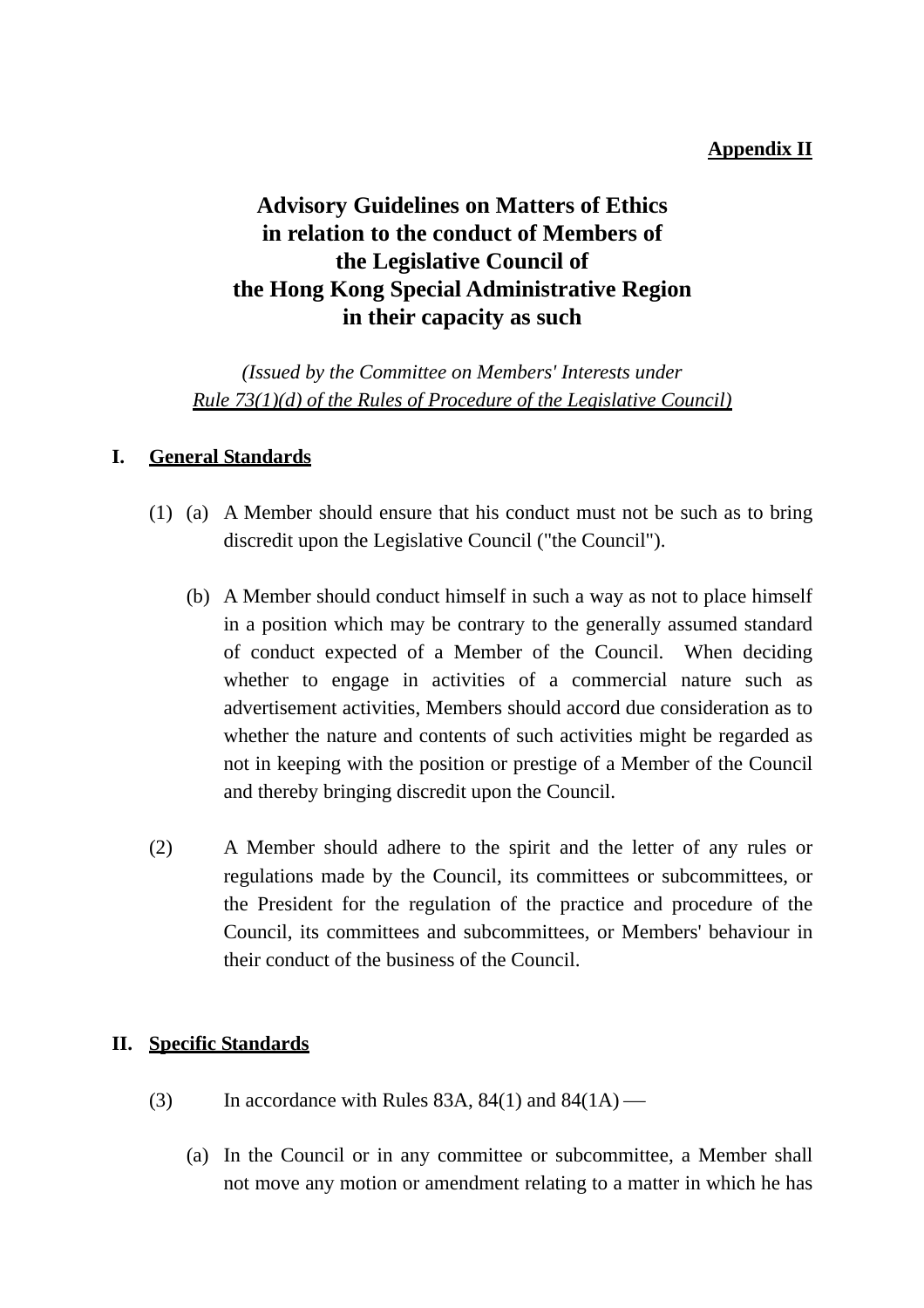**Appendix II**

# Advisory Guidelines on Matters of Ethics in relation to the conduct of Members of the Legislative Council of the Hong Kong Special Administrative Region in their capacity as such

*(Issued by the Committee on Members' Interests under Rule 73(1)(d) of the Rules of Procedure of the Legislative Council)*

## I. General Standards

(1) (a) A Member should ensure that his conduct must not be such as to bring discredit upon the Legislative Council ("the Council").

(b) A Member should conduct himself in such a way as not to place himself in a position which may be contrary to the generally assumed standard of conduct expected of a Member of the Council. When deciding whether to engage in activities of a commercial nature such as advertisement activities, Members should accord due consideration as to whether the nature and contents of such activities might be regarded as not in keeping with the position or prestige of a Member of the Council and thereby bringing discredit upon the Council.

(2) A Member should adhere to the spirit and the letter of any rules or regulations made by the Council, its committees or subcommittees, or the President for the regulation of the practice and procedure of the Council, its committees and subcommittees, or Members' behaviour in their conduct of the business of the Council.

## II. Specific Standards

(3) In accordance with Rules 83A, 84(1) and 84(1A) —

(a) In the Council or in any committee or subcommittee, a Member shall not move any motion or amendment relating to a matter in which he has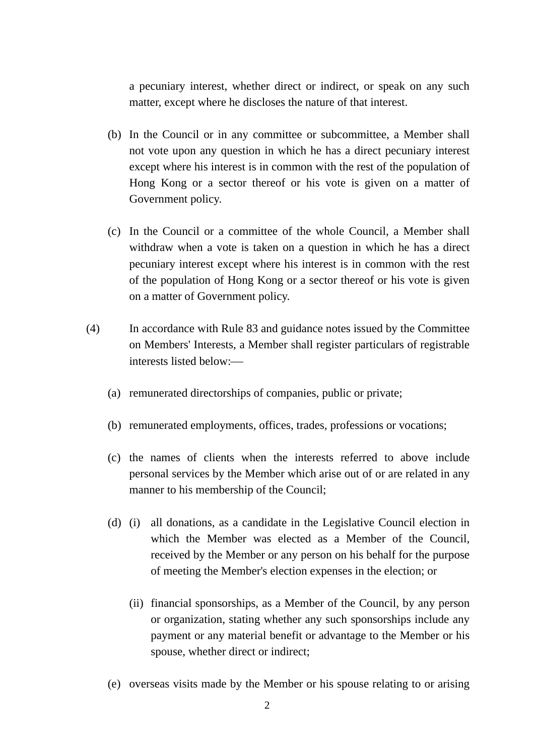a pecuniary interest, whether direct or indirect, or speak on any such matter, except where he discloses the nature of that interest.

(b) In the Council or in any committee or subcommittee, a Member shall not vote upon any question in which he has a direct pecuniary interest except where his interest is in common with the rest of the population of Hong Kong or a sector thereof or his vote is given on a matter of Government policy.

(c) In the Council or a committee of the whole Council, a Member shall withdraw when a vote is taken on a question in which he has a direct pecuniary interest except where his interest is in common with the rest of the population of Hong Kong or a sector thereof or his vote is given on a matter of Government policy.

(4) In accordance with Rule 83 and guidance notes issued by the Committee on Members' Interests, a Member shall register particulars of registrable interests listed below:—

(a) remunerated directorships of companies, public or private;

(b) remunerated employments, offices, trades, professions or vocations;

(c) the names of clients when the interests referred to above include personal services by the Member which arise out of or are related in any manner to his membership of the Council;

(d) (i) all donations, as a candidate in the Legislative Council election in which the Member was elected as a Member of the Council, received by the Member or any person on his behalf for the purpose of meeting the Member's election expenses in the election; or

(ii) financial sponsorships, as a Member of the Council, by any person or organization, stating whether any such sponsorships include any payment or any material benefit or advantage to the Member or his spouse, whether direct or indirect;

(e) overseas visits made by the Member or his spouse relating to or arising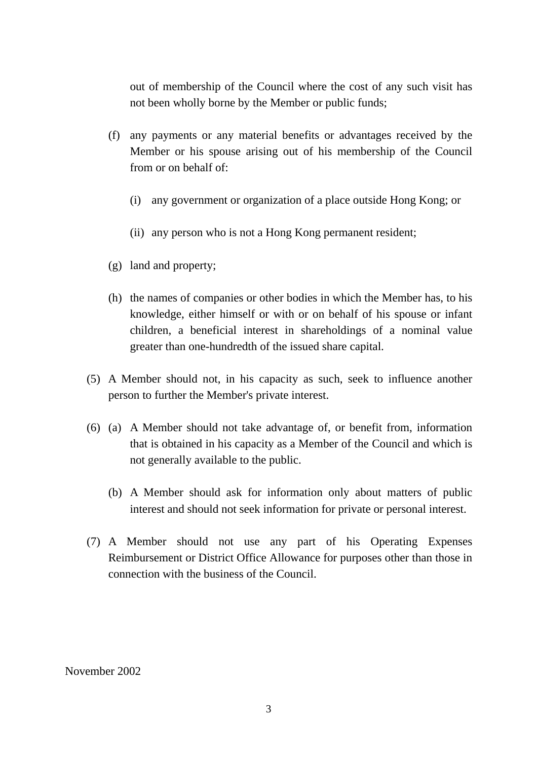out of membership of the Council where the cost of any such visit has not been wholly borne by the Member or public funds;

(f) any payments or any material benefits or advantages received by the Member or his spouse arising out of his membership of the Council from or on behalf of:

  (i) any government or organization of a place outside Hong Kong; or

  (ii) any person who is not a Hong Kong permanent resident;

(g) land and property;

(h) the names of companies or other bodies in which the Member has, to his knowledge, either himself or with or on behalf of his spouse or infant children, a beneficial interest in shareholdings of a nominal value greater than one-hundredth of the issued share capital.

(5) A Member should not, in his capacity as such, seek to influence another person to further the Member's private interest.

(6) (a) A Member should not take advantage of, or benefit from, information that is obtained in his capacity as a Member of the Council and which is not generally available to the public.

  (b) A Member should ask for information only about matters of public interest and should not seek information for private or personal interest.

(7) A Member should not use any part of his Operating Expenses Reimbursement or District Office Allowance for purposes other than those in connection with the business of the Council.

November 2002